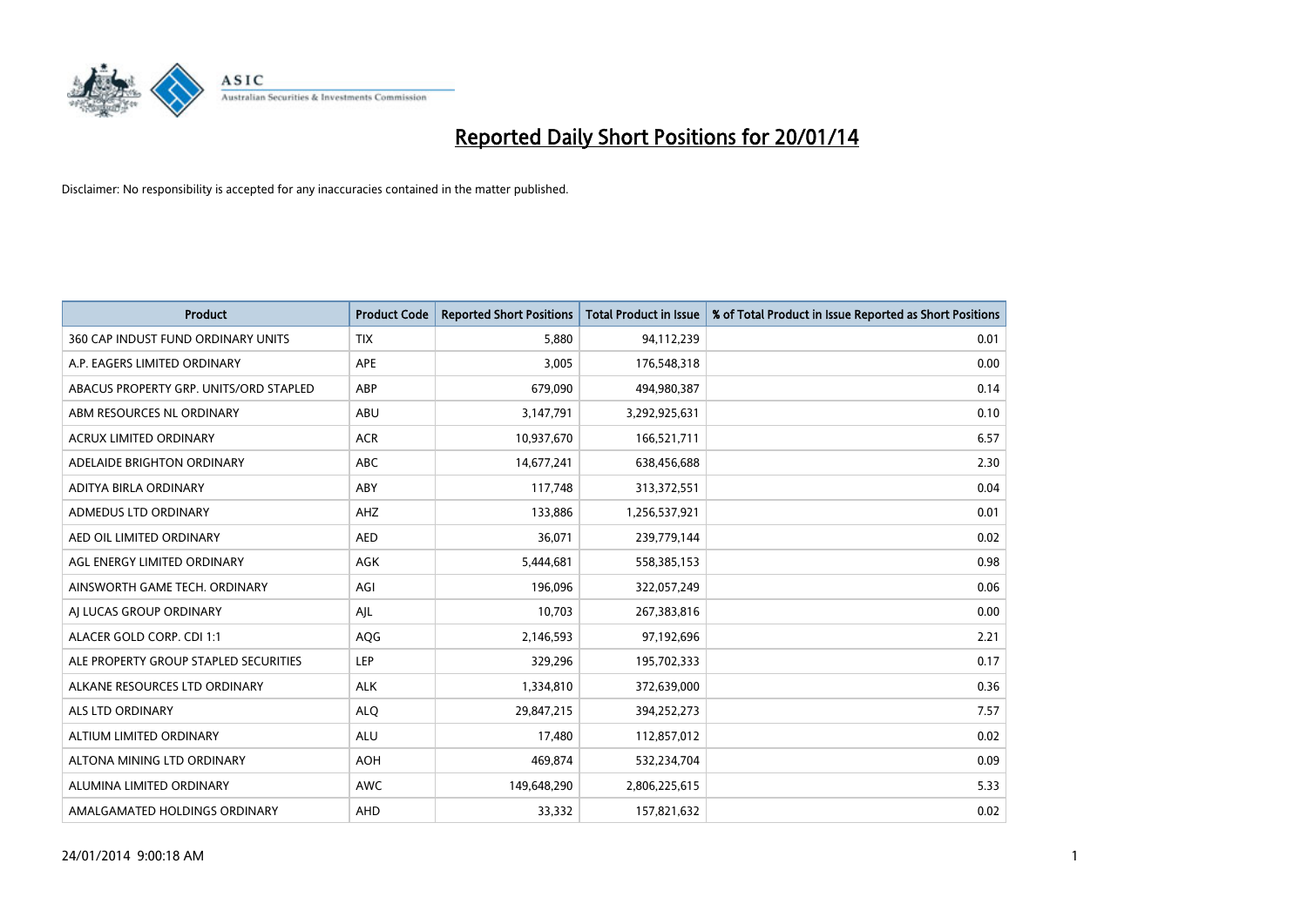# Reported Daily Short Positions for 20/01/14

Disclaimer: No responsibility is accepted for any inaccuracies contained in the matter published.

| Product | Product Code | Reported Short Positions | Total Product in Issue | % of Total Product in Issue Reported as Short Positions |
| --- | --- | --- | --- | --- |
| 360 CAP INDUST FUND ORDINARY UNITS | TIX | 5,880 | 94,112,239 | 0.01 |
| A.P. EAGERS LIMITED ORDINARY | APE | 3,005 | 176,548,318 | 0.00 |
| ABACUS PROPERTY GRP. UNITS/ORD STAPLED | ABP | 679,090 | 494,980,387 | 0.14 |
| ABM RESOURCES NL ORDINARY | ABU | 3,147,791 | 3,292,925,631 | 0.10 |
| ACRUX LIMITED ORDINARY | ACR | 10,937,670 | 166,521,711 | 6.57 |
| ADELAIDE BRIGHTON ORDINARY | ABC | 14,677,241 | 638,456,688 | 2.30 |
| ADITYA BIRLA ORDINARY | ABY | 117,748 | 313,372,551 | 0.04 |
| ADMEDUS LTD ORDINARY | AHZ | 133,886 | 1,256,537,921 | 0.01 |
| AED OIL LIMITED ORDINARY | AED | 36,071 | 239,779,144 | 0.02 |
| AGL ENERGY LIMITED ORDINARY | AGK | 5,444,681 | 558,385,153 | 0.98 |
| AINSWORTH GAME TECH. ORDINARY | AGI | 196,096 | 322,057,249 | 0.06 |
| AJ LUCAS GROUP ORDINARY | AJL | 10,703 | 267,383,816 | 0.00 |
| ALACER GOLD CORP. CDI 1:1 | AQG | 2,146,593 | 97,192,696 | 2.21 |
| ALE PROPERTY GROUP STAPLED SECURITIES | LEP | 329,296 | 195,702,333 | 0.17 |
| ALKANE RESOURCES LTD ORDINARY | ALK | 1,334,810 | 372,639,000 | 0.36 |
| ALS LTD ORDINARY | ALQ | 29,847,215 | 394,252,273 | 7.57 |
| ALTIUM LIMITED ORDINARY | ALU | 17,480 | 112,857,012 | 0.02 |
| ALTONA MINING LTD ORDINARY | AOH | 469,874 | 532,234,704 | 0.09 |
| ALUMINA LIMITED ORDINARY | AWC | 149,648,290 | 2,806,225,615 | 5.33 |
| AMALGAMATED HOLDINGS ORDINARY | AHD | 33,332 | 157,821,632 | 0.02 |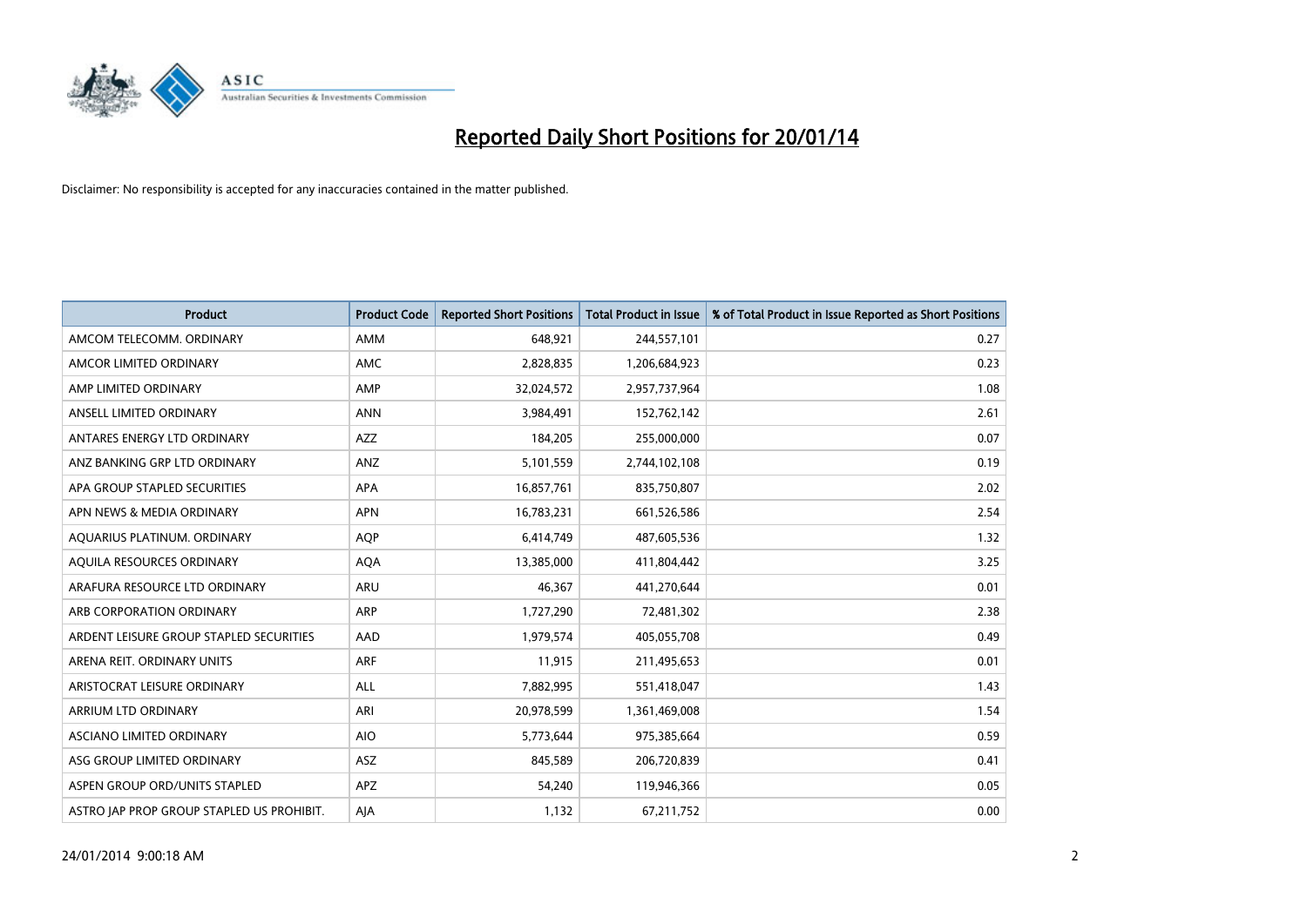# Reported Daily Short Positions for 20/01/14

Disclaimer: No responsibility is accepted for any inaccuracies contained in the matter published.

| Product | Product Code | Reported Short Positions | Total Product in Issue | % of Total Product in Issue Reported as Short Positions |
|---|---|---|---|---|
| AMCOM TELECOMM. ORDINARY | AMM | 648,921 | 244,557,101 | 0.27 |
| AMCOR LIMITED ORDINARY | AMC | 2,828,835 | 1,206,684,923 | 0.23 |
| AMP LIMITED ORDINARY | AMP | 32,024,572 | 2,957,737,964 | 1.08 |
| ANSELL LIMITED ORDINARY | ANN | 3,984,491 | 152,762,142 | 2.61 |
| ANTARES ENERGY LTD ORDINARY | AZZ | 184,205 | 255,000,000 | 0.07 |
| ANZ BANKING GRP LTD ORDINARY | ANZ | 5,101,559 | 2,744,102,108 | 0.19 |
| APA GROUP STAPLED SECURITIES | APA | 16,857,761 | 835,750,807 | 2.02 |
| APN NEWS & MEDIA ORDINARY | APN | 16,783,231 | 661,526,586 | 2.54 |
| AQUARIUS PLATINUM. ORDINARY | AQP | 6,414,749 | 487,605,536 | 1.32 |
| AQUILA RESOURCES ORDINARY | AQA | 13,385,000 | 411,804,442 | 3.25 |
| ARAFURA RESOURCE LTD ORDINARY | ARU | 46,367 | 441,270,644 | 0.01 |
| ARB CORPORATION ORDINARY | ARP | 1,727,290 | 72,481,302 | 2.38 |
| ARDENT LEISURE GROUP STAPLED SECURITIES | AAD | 1,979,574 | 405,055,708 | 0.49 |
| ARENA REIT. ORDINARY UNITS | ARF | 11,915 | 211,495,653 | 0.01 |
| ARISTOCRAT LEISURE ORDINARY | ALL | 7,882,995 | 551,418,047 | 1.43 |
| ARRIUM LTD ORDINARY | ARI | 20,978,599 | 1,361,469,008 | 1.54 |
| ASCIANO LIMITED ORDINARY | AIO | 5,773,644 | 975,385,664 | 0.59 |
| ASG GROUP LIMITED ORDINARY | ASZ | 845,589 | 206,720,839 | 0.41 |
| ASPEN GROUP ORD/UNITS STAPLED | APZ | 54,240 | 119,946,366 | 0.05 |
| ASTRO JAP PROP GROUP STAPLED US PROHIBIT. | AJA | 1,132 | 67,211,752 | 0.00 |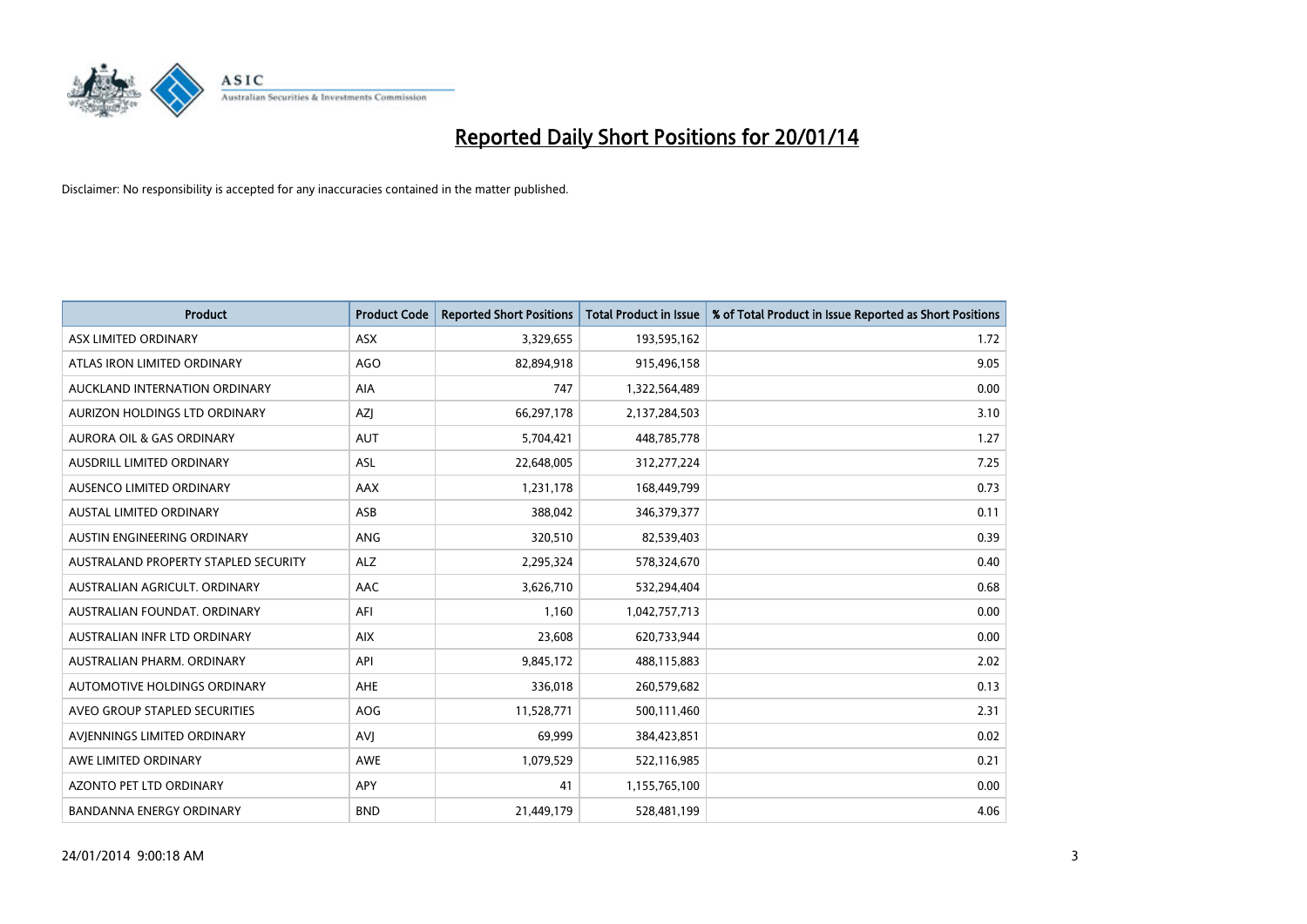# Reported Daily Short Positions for 20/01/14

Disclaimer: No responsibility is accepted for any inaccuracies contained in the matter published.

| Product | Product Code | Reported Short Positions | Total Product in Issue | % of Total Product in Issue Reported as Short Positions |
|---|---|---|---|---|
| ASX LIMITED ORDINARY | ASX | 3,329,655 | 193,595,162 | 1.72 |
| ATLAS IRON LIMITED ORDINARY | AGO | 82,894,918 | 915,496,158 | 9.05 |
| AUCKLAND INTERNATION ORDINARY | AIA | 747 | 1,322,564,489 | 0.00 |
| AURIZON HOLDINGS LTD ORDINARY | AZJ | 66,297,178 | 2,137,284,503 | 3.10 |
| AURORA OIL & GAS ORDINARY | AUT | 5,704,421 | 448,785,778 | 1.27 |
| AUSDRILL LIMITED ORDINARY | ASL | 22,648,005 | 312,277,224 | 7.25 |
| AUSENCO LIMITED ORDINARY | AAX | 1,231,178 | 168,449,799 | 0.73 |
| AUSTAL LIMITED ORDINARY | ASB | 388,042 | 346,379,377 | 0.11 |
| AUSTIN ENGINEERING ORDINARY | ANG | 320,510 | 82,539,403 | 0.39 |
| AUSTRALAND PROPERTY STAPLED SECURITY | ALZ | 2,295,324 | 578,324,670 | 0.40 |
| AUSTRALIAN AGRICULT. ORDINARY | AAC | 3,626,710 | 532,294,404 | 0.68 |
| AUSTRALIAN FOUNDAT. ORDINARY | AFI | 1,160 | 1,042,757,713 | 0.00 |
| AUSTRALIAN INFR LTD ORDINARY | AIX | 23,608 | 620,733,944 | 0.00 |
| AUSTRALIAN PHARM. ORDINARY | API | 9,845,172 | 488,115,883 | 2.02 |
| AUTOMOTIVE HOLDINGS ORDINARY | AHE | 336,018 | 260,579,682 | 0.13 |
| AVEO GROUP STAPLED SECURITIES | AOG | 11,528,771 | 500,111,460 | 2.31 |
| AVJENNINGS LIMITED ORDINARY | AVJ | 69,999 | 384,423,851 | 0.02 |
| AWE LIMITED ORDINARY | AWE | 1,079,529 | 522,116,985 | 0.21 |
| AZONTO PET LTD ORDINARY | APY | 41 | 1,155,765,100 | 0.00 |
| BANDANNA ENERGY ORDINARY | BND | 21,449,179 | 528,481,199 | 4.06 |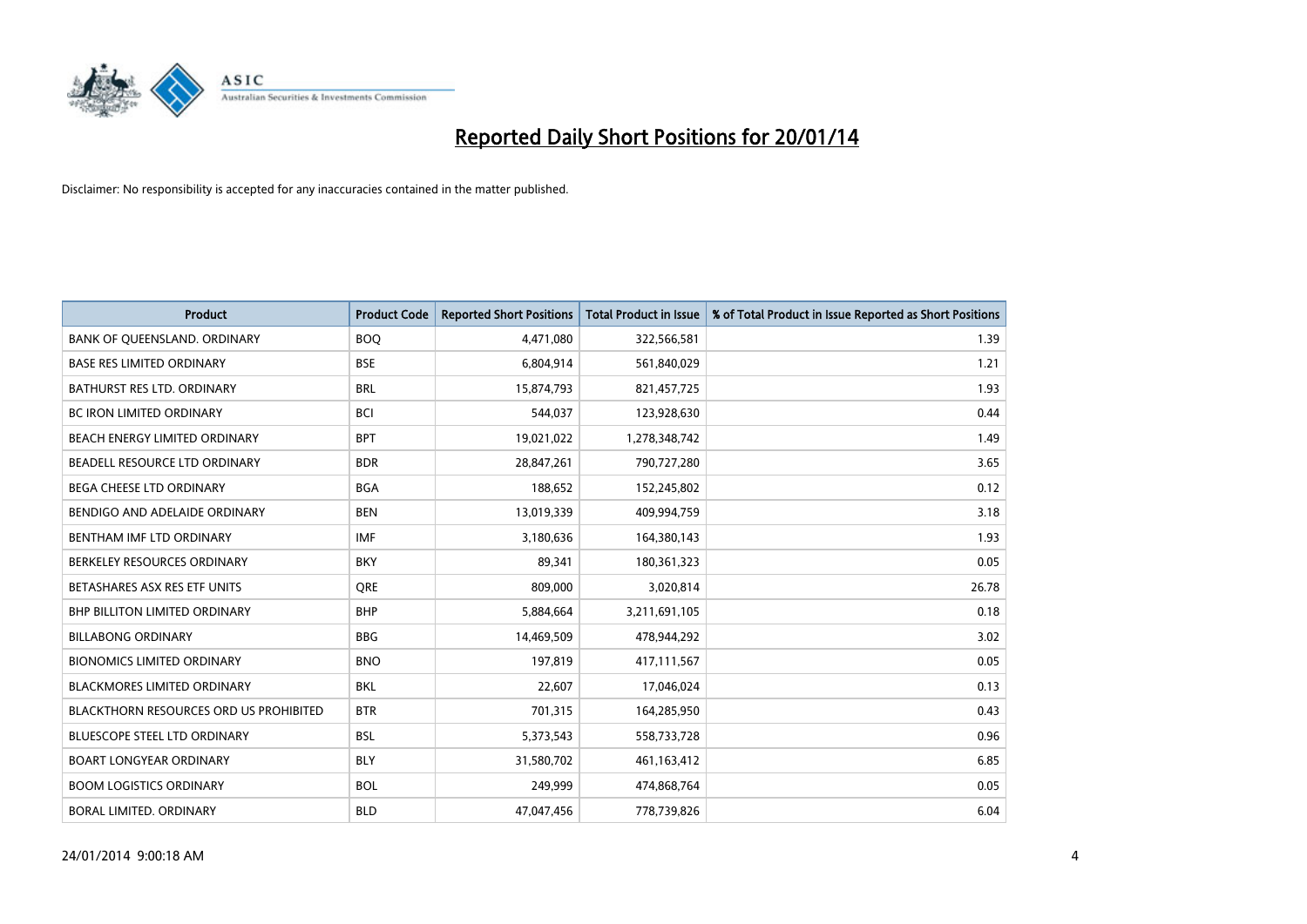# Reported Daily Short Positions for 20/01/14

Disclaimer: No responsibility is accepted for any inaccuracies contained in the matter published.

| Product | Product Code | Reported Short Positions | Total Product in Issue | % of Total Product in Issue Reported as Short Positions |
|---|---|---|---|---|
| BANK OF QUEENSLAND. ORDINARY | BOQ | 4,471,080 | 322,566,581 | 1.39 |
| BASE RES LIMITED ORDINARY | BSE | 6,804,914 | 561,840,029 | 1.21 |
| BATHURST RES LTD. ORDINARY | BRL | 15,874,793 | 821,457,725 | 1.93 |
| BC IRON LIMITED ORDINARY | BCI | 544,037 | 123,928,630 | 0.44 |
| BEACH ENERGY LIMITED ORDINARY | BPT | 19,021,022 | 1,278,348,742 | 1.49 |
| BEADELL RESOURCE LTD ORDINARY | BDR | 28,847,261 | 790,727,280 | 3.65 |
| BEGA CHEESE LTD ORDINARY | BGA | 188,652 | 152,245,802 | 0.12 |
| BENDIGO AND ADELAIDE ORDINARY | BEN | 13,019,339 | 409,994,759 | 3.18 |
| BENTHAM IMF LTD ORDINARY | IMF | 3,180,636 | 164,380,143 | 1.93 |
| BERKELEY RESOURCES ORDINARY | BKY | 89,341 | 180,361,323 | 0.05 |
| BETASHARES ASX RES ETF UNITS | QRE | 809,000 | 3,020,814 | 26.78 |
| BHP BILLITON LIMITED ORDINARY | BHP | 5,884,664 | 3,211,691,105 | 0.18 |
| BILLABONG ORDINARY | BBG | 14,469,509 | 478,944,292 | 3.02 |
| BIONOMICS LIMITED ORDINARY | BNO | 197,819 | 417,111,567 | 0.05 |
| BLACKMORES LIMITED ORDINARY | BKL | 22,607 | 17,046,024 | 0.13 |
| BLACKTHORN RESOURCES ORD US PROHIBITED | BTR | 701,315 | 164,285,950 | 0.43 |
| BLUESCOPE STEEL LTD ORDINARY | BSL | 5,373,543 | 558,733,728 | 0.96 |
| BOART LONGYEAR ORDINARY | BLY | 31,580,702 | 461,163,412 | 6.85 |
| BOOM LOGISTICS ORDINARY | BOL | 249,999 | 474,868,764 | 0.05 |
| BORAL LIMITED. ORDINARY | BLD | 47,047,456 | 778,739,826 | 6.04 |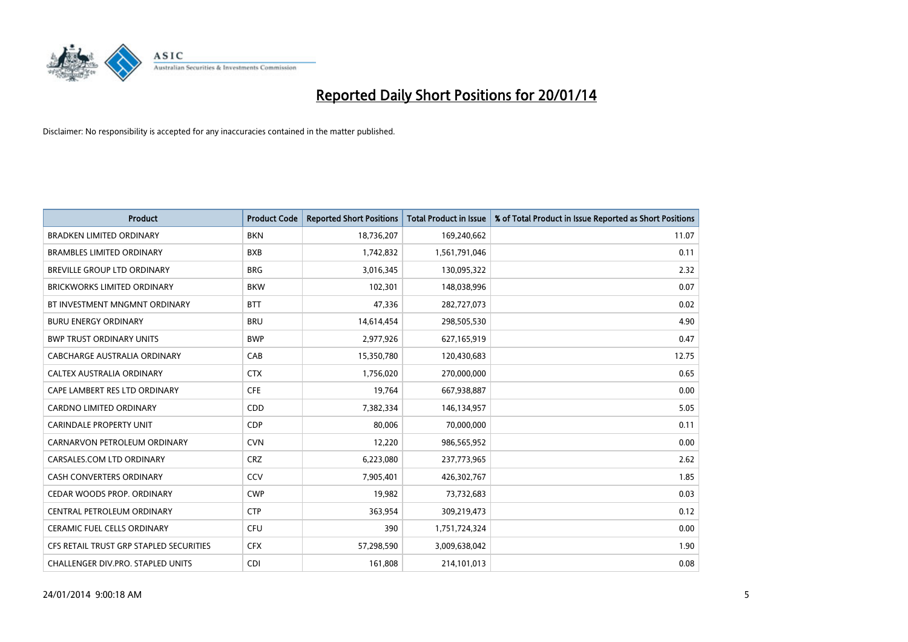# Reported Daily Short Positions for 20/01/14

Disclaimer: No responsibility is accepted for any inaccuracies contained in the matter published.

| Product | Product Code | Reported Short Positions | Total Product in Issue | % of Total Product in Issue Reported as Short Positions |
|---|---|---|---|---|
| BRADKEN LIMITED ORDINARY | BKN | 18,736,207 | 169,240,662 | 11.07 |
| BRAMBLES LIMITED ORDINARY | BXB | 1,742,832 | 1,561,791,046 | 0.11 |
| BREVILLE GROUP LTD ORDINARY | BRG | 3,016,345 | 130,095,322 | 2.32 |
| BRICKWORKS LIMITED ORDINARY | BKW | 102,301 | 148,038,996 | 0.07 |
| BT INVESTMENT MNGMNT ORDINARY | BTT | 47,336 | 282,727,073 | 0.02 |
| BURU ENERGY ORDINARY | BRU | 14,614,454 | 298,505,530 | 4.90 |
| BWP TRUST ORDINARY UNITS | BWP | 2,977,926 | 627,165,919 | 0.47 |
| CABCHARGE AUSTRALIA ORDINARY | CAB | 15,350,780 | 120,430,683 | 12.75 |
| CALTEX AUSTRALIA ORDINARY | CTX | 1,756,020 | 270,000,000 | 0.65 |
| CAPE LAMBERT RES LTD ORDINARY | CFE | 19,764 | 667,938,887 | 0.00 |
| CARDNO LIMITED ORDINARY | CDD | 7,382,334 | 146,134,957 | 5.05 |
| CARINDALE PROPERTY UNIT | CDP | 80,006 | 70,000,000 | 0.11 |
| CARNARVON PETROLEUM ORDINARY | CVN | 12,220 | 986,565,952 | 0.00 |
| CARSALES.COM LTD ORDINARY | CRZ | 6,223,080 | 237,773,965 | 2.62 |
| CASH CONVERTERS ORDINARY | CCV | 7,905,401 | 426,302,767 | 1.85 |
| CEDAR WOODS PROP. ORDINARY | CWP | 19,982 | 73,732,683 | 0.03 |
| CENTRAL PETROLEUM ORDINARY | CTP | 363,954 | 309,219,473 | 0.12 |
| CERAMIC FUEL CELLS ORDINARY | CFU | 390 | 1,751,724,324 | 0.00 |
| CFS RETAIL TRUST GRP STAPLED SECURITIES | CFX | 57,298,590 | 3,009,638,042 | 1.90 |
| CHALLENGER DIV.PRO. STAPLED UNITS | CDI | 161,808 | 214,101,013 | 0.08 |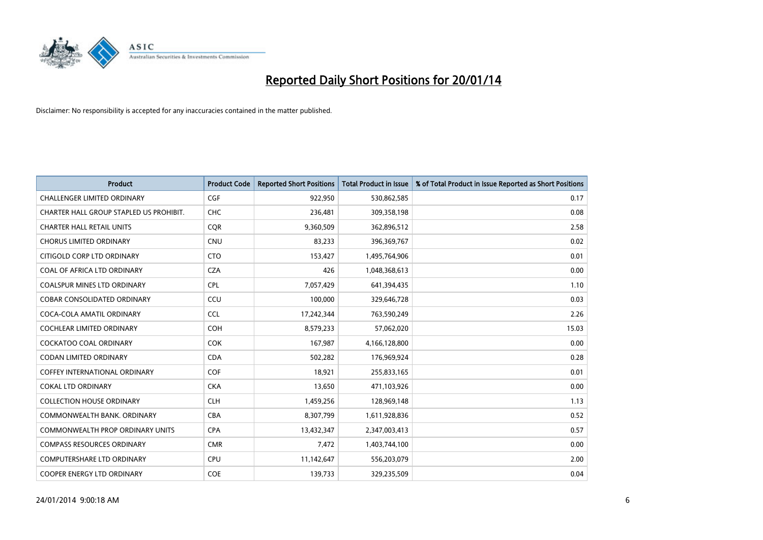# Reported Daily Short Positions for 20/01/14

Disclaimer: No responsibility is accepted for any inaccuracies contained in the matter published.

| Product | Product Code | Reported Short Positions | Total Product in Issue | % of Total Product in Issue Reported as Short Positions |
|---|---|---|---|---|
| CHALLENGER LIMITED ORDINARY | CGF | 922,950 | 530,862,585 | 0.17 |
| CHARTER HALL GROUP STAPLED US PROHIBIT. | CHC | 236,481 | 309,358,198 | 0.08 |
| CHARTER HALL RETAIL UNITS | CQR | 9,360,509 | 362,896,512 | 2.58 |
| CHORUS LIMITED ORDINARY | CNU | 83,233 | 396,369,767 | 0.02 |
| CITIGOLD CORP LTD ORDINARY | CTO | 153,427 | 1,495,764,906 | 0.01 |
| COAL OF AFRICA LTD ORDINARY | CZA | 426 | 1,048,368,613 | 0.00 |
| COALSPUR MINES LTD ORDINARY | CPL | 7,057,429 | 641,394,435 | 1.10 |
| COBAR CONSOLIDATED ORDINARY | CCU | 100,000 | 329,646,728 | 0.03 |
| COCA-COLA AMATIL ORDINARY | CCL | 17,242,344 | 763,590,249 | 2.26 |
| COCHLEAR LIMITED ORDINARY | COH | 8,579,233 | 57,062,020 | 15.03 |
| COCKATOO COAL ORDINARY | COK | 167,987 | 4,166,128,800 | 0.00 |
| CODAN LIMITED ORDINARY | CDA | 502,282 | 176,969,924 | 0.28 |
| COFFEY INTERNATIONAL ORDINARY | COF | 18,921 | 255,833,165 | 0.01 |
| COKAL LTD ORDINARY | CKA | 13,650 | 471,103,926 | 0.00 |
| COLLECTION HOUSE ORDINARY | CLH | 1,459,256 | 128,969,148 | 1.13 |
| COMMONWEALTH BANK. ORDINARY | CBA | 8,307,799 | 1,611,928,836 | 0.52 |
| COMMONWEALTH PROP ORDINARY UNITS | CPA | 13,432,347 | 2,347,003,413 | 0.57 |
| COMPASS RESOURCES ORDINARY | CMR | 7,472 | 1,403,744,100 | 0.00 |
| COMPUTERSHARE LTD ORDINARY | CPU | 11,142,647 | 556,203,079 | 2.00 |
| COOPER ENERGY LTD ORDINARY | COE | 139,733 | 329,235,509 | 0.04 |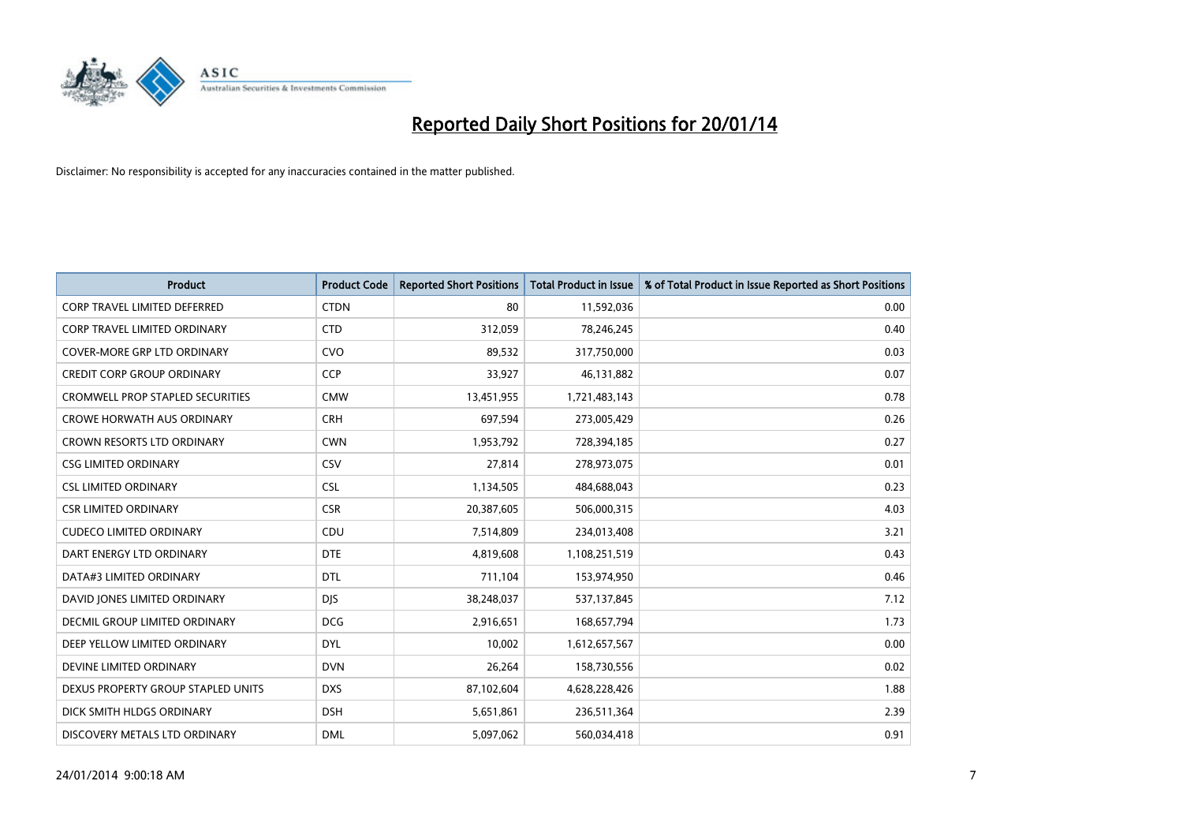# Reported Daily Short Positions for 20/01/14

Disclaimer: No responsibility is accepted for any inaccuracies contained in the matter published.

| Product | Product Code | Reported Short Positions | Total Product in Issue | % of Total Product in Issue Reported as Short Positions |
|---|---|---|---|---|
| CORP TRAVEL LIMITED DEFERRED | CTDN | 80 | 11,592,036 | 0.00 |
| CORP TRAVEL LIMITED ORDINARY | CTD | 312,059 | 78,246,245 | 0.40 |
| COVER-MORE GRP LTD ORDINARY | CVO | 89,532 | 317,750,000 | 0.03 |
| CREDIT CORP GROUP ORDINARY | CCP | 33,927 | 46,131,882 | 0.07 |
| CROMWELL PROP STAPLED SECURITIES | CMW | 13,451,955 | 1,721,483,143 | 0.78 |
| CROWE HORWATH AUS ORDINARY | CRH | 697,594 | 273,005,429 | 0.26 |
| CROWN RESORTS LTD ORDINARY | CWN | 1,953,792 | 728,394,185 | 0.27 |
| CSG LIMITED ORDINARY | CSV | 27,814 | 278,973,075 | 0.01 |
| CSL LIMITED ORDINARY | CSL | 1,134,505 | 484,688,043 | 0.23 |
| CSR LIMITED ORDINARY | CSR | 20,387,605 | 506,000,315 | 4.03 |
| CUDECO LIMITED ORDINARY | CDU | 7,514,809 | 234,013,408 | 3.21 |
| DART ENERGY LTD ORDINARY | DTE | 4,819,608 | 1,108,251,519 | 0.43 |
| DATA#3 LIMITED ORDINARY | DTL | 711,104 | 153,974,950 | 0.46 |
| DAVID JONES LIMITED ORDINARY | DJS | 38,248,037 | 537,137,845 | 7.12 |
| DECMIL GROUP LIMITED ORDINARY | DCG | 2,916,651 | 168,657,794 | 1.73 |
| DEEP YELLOW LIMITED ORDINARY | DYL | 10,002 | 1,612,657,567 | 0.00 |
| DEVINE LIMITED ORDINARY | DVN | 26,264 | 158,730,556 | 0.02 |
| DEXUS PROPERTY GROUP STAPLED UNITS | DXS | 87,102,604 | 4,628,228,426 | 1.88 |
| DICK SMITH HLDGS ORDINARY | DSH | 5,651,861 | 236,511,364 | 2.39 |
| DISCOVERY METALS LTD ORDINARY | DML | 5,097,062 | 560,034,418 | 0.91 |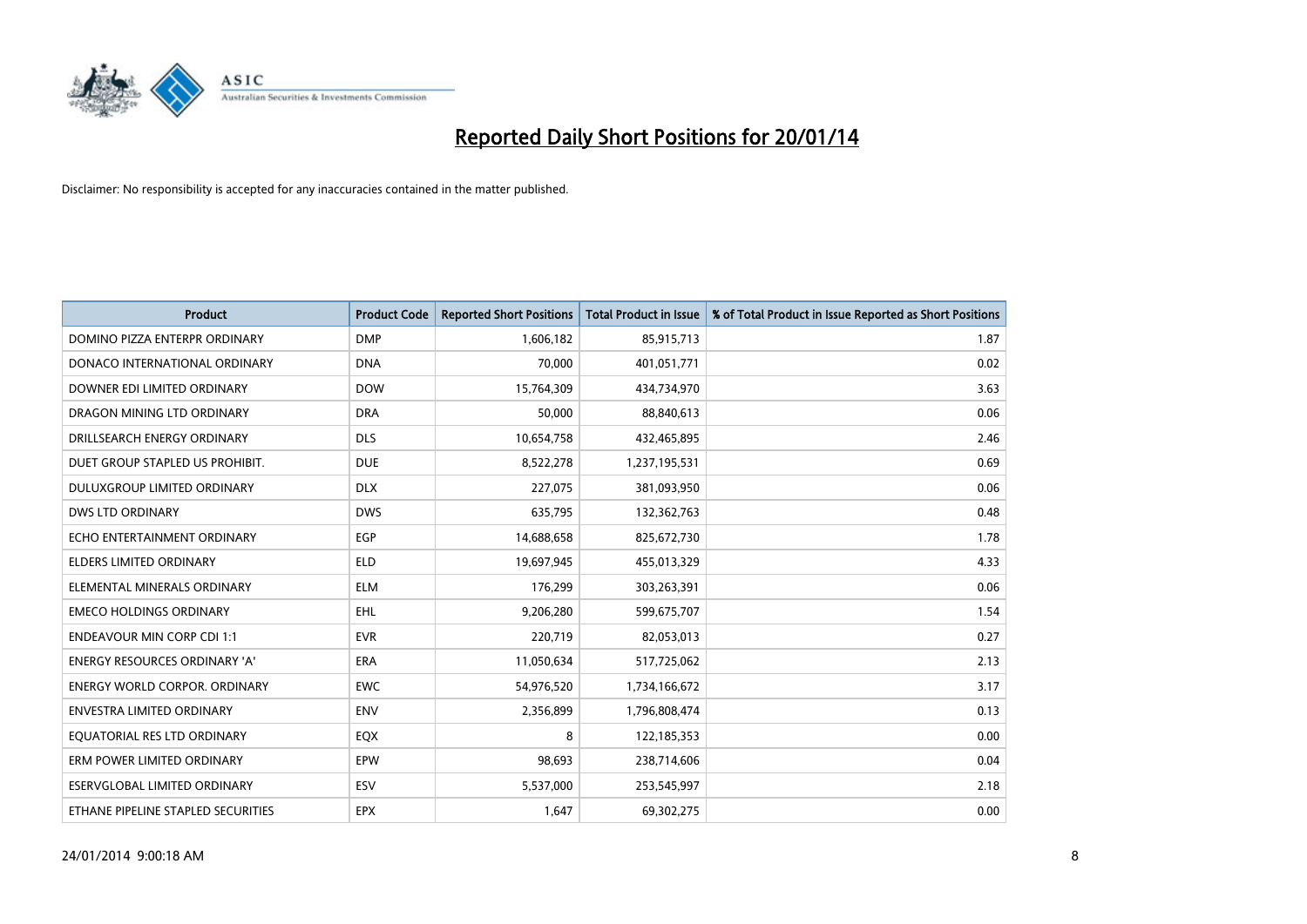# Reported Daily Short Positions for 20/01/14

Disclaimer: No responsibility is accepted for any inaccuracies contained in the matter published.

| Product | Product Code | Reported Short Positions | Total Product in Issue | % of Total Product in Issue Reported as Short Positions |
|---|---|---|---|---|
| DOMINO PIZZA ENTERPR ORDINARY | DMP | 1,606,182 | 85,915,713 | 1.87 |
| DONACO INTERNATIONAL ORDINARY | DNA | 70,000 | 401,051,771 | 0.02 |
| DOWNER EDI LIMITED ORDINARY | DOW | 15,764,309 | 434,734,970 | 3.63 |
| DRAGON MINING LTD ORDINARY | DRA | 50,000 | 88,840,613 | 0.06 |
| DRILLSEARCH ENERGY ORDINARY | DLS | 10,654,758 | 432,465,895 | 2.46 |
| DUET GROUP STAPLED US PROHIBIT. | DUE | 8,522,278 | 1,237,195,531 | 0.69 |
| DULUXGROUP LIMITED ORDINARY | DLX | 227,075 | 381,093,950 | 0.06 |
| DWS LTD ORDINARY | DWS | 635,795 | 132,362,763 | 0.48 |
| ECHO ENTERTAINMENT ORDINARY | EGP | 14,688,658 | 825,672,730 | 1.78 |
| ELDERS LIMITED ORDINARY | ELD | 19,697,945 | 455,013,329 | 4.33 |
| ELEMENTAL MINERALS ORDINARY | ELM | 176,299 | 303,263,391 | 0.06 |
| EMECO HOLDINGS ORDINARY | EHL | 9,206,280 | 599,675,707 | 1.54 |
| ENDEAVOUR MIN CORP CDI 1:1 | EVR | 220,719 | 82,053,013 | 0.27 |
| ENERGY RESOURCES ORDINARY 'A' | ERA | 11,050,634 | 517,725,062 | 2.13 |
| ENERGY WORLD CORPOR. ORDINARY | EWC | 54,976,520 | 1,734,166,672 | 3.17 |
| ENVESTRA LIMITED ORDINARY | ENV | 2,356,899 | 1,796,808,474 | 0.13 |
| EQUATORIAL RES LTD ORDINARY | EQX | 8 | 122,185,353 | 0.00 |
| ERM POWER LIMITED ORDINARY | EPW | 98,693 | 238,714,606 | 0.04 |
| ESERVGLOBAL LIMITED ORDINARY | ESV | 5,537,000 | 253,545,997 | 2.18 |
| ETHANE PIPELINE STAPLED SECURITIES | EPX | 1,647 | 69,302,275 | 0.00 |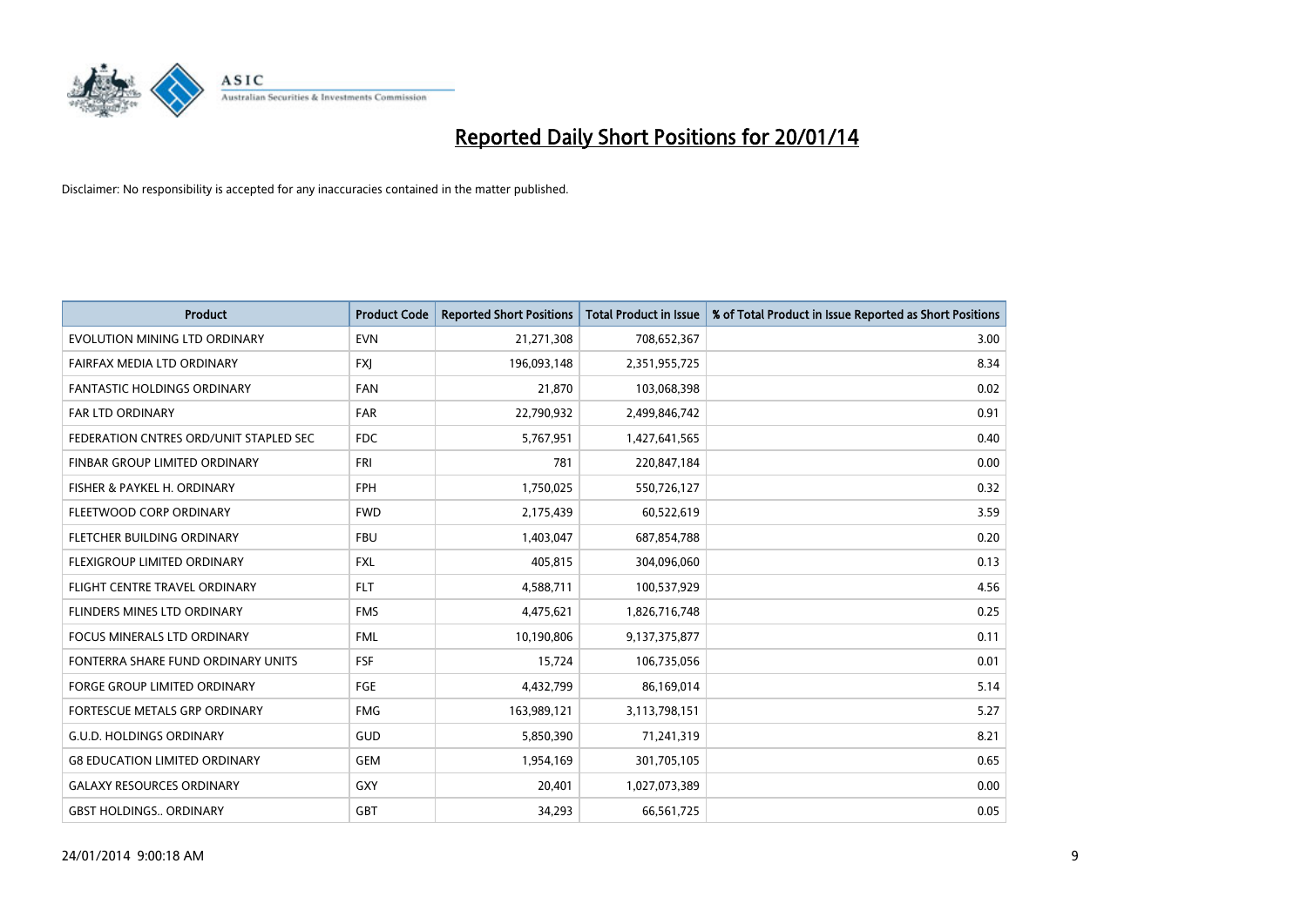# Reported Daily Short Positions for 20/01/14

Disclaimer: No responsibility is accepted for any inaccuracies contained in the matter published.

| Product | Product Code | Reported Short Positions | Total Product in Issue | % of Total Product in Issue Reported as Short Positions |
|---|---|---|---|---|
| EVOLUTION MINING LTD ORDINARY | EVN | 21,271,308 | 708,652,367 | 3.00 |
| FAIRFAX MEDIA LTD ORDINARY | FXJ | 196,093,148 | 2,351,955,725 | 8.34 |
| FANTASTIC HOLDINGS ORDINARY | FAN | 21,870 | 103,068,398 | 0.02 |
| FAR LTD ORDINARY | FAR | 22,790,932 | 2,499,846,742 | 0.91 |
| FEDERATION CNTRES ORD/UNIT STAPLED SEC | FDC | 5,767,951 | 1,427,641,565 | 0.40 |
| FINBAR GROUP LIMITED ORDINARY | FRI | 781 | 220,847,184 | 0.00 |
| FISHER & PAYKEL H. ORDINARY | FPH | 1,750,025 | 550,726,127 | 0.32 |
| FLEETWOOD CORP ORDINARY | FWD | 2,175,439 | 60,522,619 | 3.59 |
| FLETCHER BUILDING ORDINARY | FBU | 1,403,047 | 687,854,788 | 0.20 |
| FLEXIGROUP LIMITED ORDINARY | FXL | 405,815 | 304,096,060 | 0.13 |
| FLIGHT CENTRE TRAVEL ORDINARY | FLT | 4,588,711 | 100,537,929 | 4.56 |
| FLINDERS MINES LTD ORDINARY | FMS | 4,475,621 | 1,826,716,748 | 0.25 |
| FOCUS MINERALS LTD ORDINARY | FML | 10,190,806 | 9,137,375,877 | 0.11 |
| FONTERRA SHARE FUND ORDINARY UNITS | FSF | 15,724 | 106,735,056 | 0.01 |
| FORGE GROUP LIMITED ORDINARY | FGE | 4,432,799 | 86,169,014 | 5.14 |
| FORTESCUE METALS GRP ORDINARY | FMG | 163,989,121 | 3,113,798,151 | 5.27 |
| G.U.D. HOLDINGS ORDINARY | GUD | 5,850,390 | 71,241,319 | 8.21 |
| G8 EDUCATION LIMITED ORDINARY | GEM | 1,954,169 | 301,705,105 | 0.65 |
| GALAXY RESOURCES ORDINARY | GXY | 20,401 | 1,027,073,389 | 0.00 |
| GBST HOLDINGS.. ORDINARY | GBT | 34,293 | 66,561,725 | 0.05 |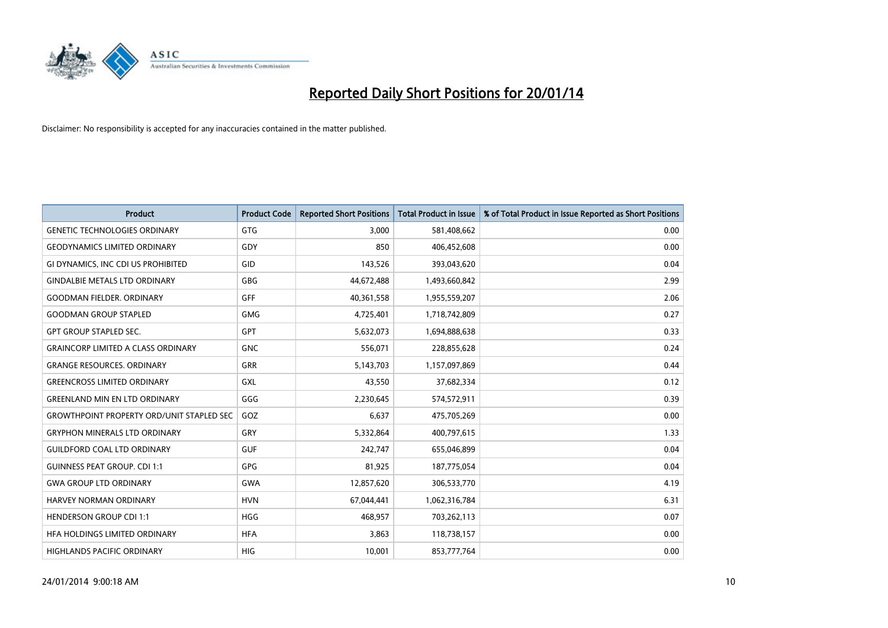# Reported Daily Short Positions for 20/01/14

Disclaimer: No responsibility is accepted for any inaccuracies contained in the matter published.

| Product | Product Code | Reported Short Positions | Total Product in Issue | % of Total Product in Issue Reported as Short Positions |
|---|---|---|---|---|
| GENETIC TECHNOLOGIES ORDINARY | GTG | 3,000 | 581,408,662 | 0.00 |
| GEODYNAMICS LIMITED ORDINARY | GDY | 850 | 406,452,608 | 0.00 |
| GI DYNAMICS, INC CDI US PROHIBITED | GID | 143,526 | 393,043,620 | 0.04 |
| GINDALBIE METALS LTD ORDINARY | GBG | 44,672,488 | 1,493,660,842 | 2.99 |
| GOODMAN FIELDER. ORDINARY | GFF | 40,361,558 | 1,955,559,207 | 2.06 |
| GOODMAN GROUP STAPLED | GMG | 4,725,401 | 1,718,742,809 | 0.27 |
| GPT GROUP STAPLED SEC. | GPT | 5,632,073 | 1,694,888,638 | 0.33 |
| GRAINCORP LIMITED A CLASS ORDINARY | GNC | 556,071 | 228,855,628 | 0.24 |
| GRANGE RESOURCES. ORDINARY | GRR | 5,143,703 | 1,157,097,869 | 0.44 |
| GREENCROSS LIMITED ORDINARY | GXL | 43,550 | 37,682,334 | 0.12 |
| GREENLAND MIN EN LTD ORDINARY | GGG | 2,230,645 | 574,572,911 | 0.39 |
| GROWTHPOINT PROPERTY ORD/UNIT STAPLED SEC | GOZ | 6,637 | 475,705,269 | 0.00 |
| GRYPHON MINERALS LTD ORDINARY | GRY | 5,332,864 | 400,797,615 | 1.33 |
| GUILDFORD COAL LTD ORDINARY | GUF | 242,747 | 655,046,899 | 0.04 |
| GUINNESS PEAT GROUP. CDI 1:1 | GPG | 81,925 | 187,775,054 | 0.04 |
| GWA GROUP LTD ORDINARY | GWA | 12,857,620 | 306,533,770 | 4.19 |
| HARVEY NORMAN ORDINARY | HVN | 67,044,441 | 1,062,316,784 | 6.31 |
| HENDERSON GROUP CDI 1:1 | HGG | 468,957 | 703,262,113 | 0.07 |
| HFA HOLDINGS LIMITED ORDINARY | HFA | 3,863 | 118,738,157 | 0.00 |
| HIGHLANDS PACIFIC ORDINARY | HIG | 10,001 | 853,777,764 | 0.00 |

24/01/2014 9:00:18 AM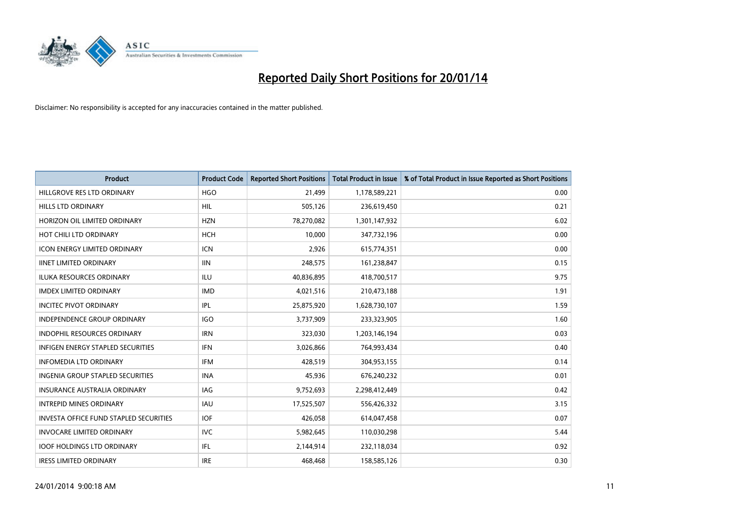# Reported Daily Short Positions for 20/01/14

Disclaimer: No responsibility is accepted for any inaccuracies contained in the matter published.

| Product | Product Code | Reported Short Positions | Total Product in Issue | % of Total Product in Issue Reported as Short Positions |
|---|---|---|---|---|
| HILLGROVE RES LTD ORDINARY | HGO | 21,499 | 1,178,589,221 | 0.00 |
| HILLS LTD ORDINARY | HIL | 505,126 | 236,619,450 | 0.21 |
| HORIZON OIL LIMITED ORDINARY | HZN | 78,270,082 | 1,301,147,932 | 6.02 |
| HOT CHILI LTD ORDINARY | HCH | 10,000 | 347,732,196 | 0.00 |
| ICON ENERGY LIMITED ORDINARY | ICN | 2,926 | 615,774,351 | 0.00 |
| IINET LIMITED ORDINARY | IIN | 248,575 | 161,238,847 | 0.15 |
| ILUKA RESOURCES ORDINARY | ILU | 40,836,895 | 418,700,517 | 9.75 |
| IMDEX LIMITED ORDINARY | IMD | 4,021,516 | 210,473,188 | 1.91 |
| INCITEC PIVOT ORDINARY | IPL | 25,875,920 | 1,628,730,107 | 1.59 |
| INDEPENDENCE GROUP ORDINARY | IGO | 3,737,909 | 233,323,905 | 1.60 |
| INDOPHIL RESOURCES ORDINARY | IRN | 323,030 | 1,203,146,194 | 0.03 |
| INFIGEN ENERGY STAPLED SECURITIES | IFN | 3,026,866 | 764,993,434 | 0.40 |
| INFOMEDIA LTD ORDINARY | IFM | 428,519 | 304,953,155 | 0.14 |
| INGENIA GROUP STAPLED SECURITIES | INA | 45,936 | 676,240,232 | 0.01 |
| INSURANCE AUSTRALIA ORDINARY | IAG | 9,752,693 | 2,298,412,449 | 0.42 |
| INTREPID MINES ORDINARY | IAU | 17,525,507 | 556,426,332 | 3.15 |
| INVESTA OFFICE FUND STAPLED SECURITIES | IOF | 426,058 | 614,047,458 | 0.07 |
| INVOCARE LIMITED ORDINARY | IVC | 5,982,645 | 110,030,298 | 5.44 |
| IOOF HOLDINGS LTD ORDINARY | IFL | 2,144,914 | 232,118,034 | 0.92 |
| IRESS LIMITED ORDINARY | IRE | 468,468 | 158,585,126 | 0.30 |

24/01/2014 9:00:18 AM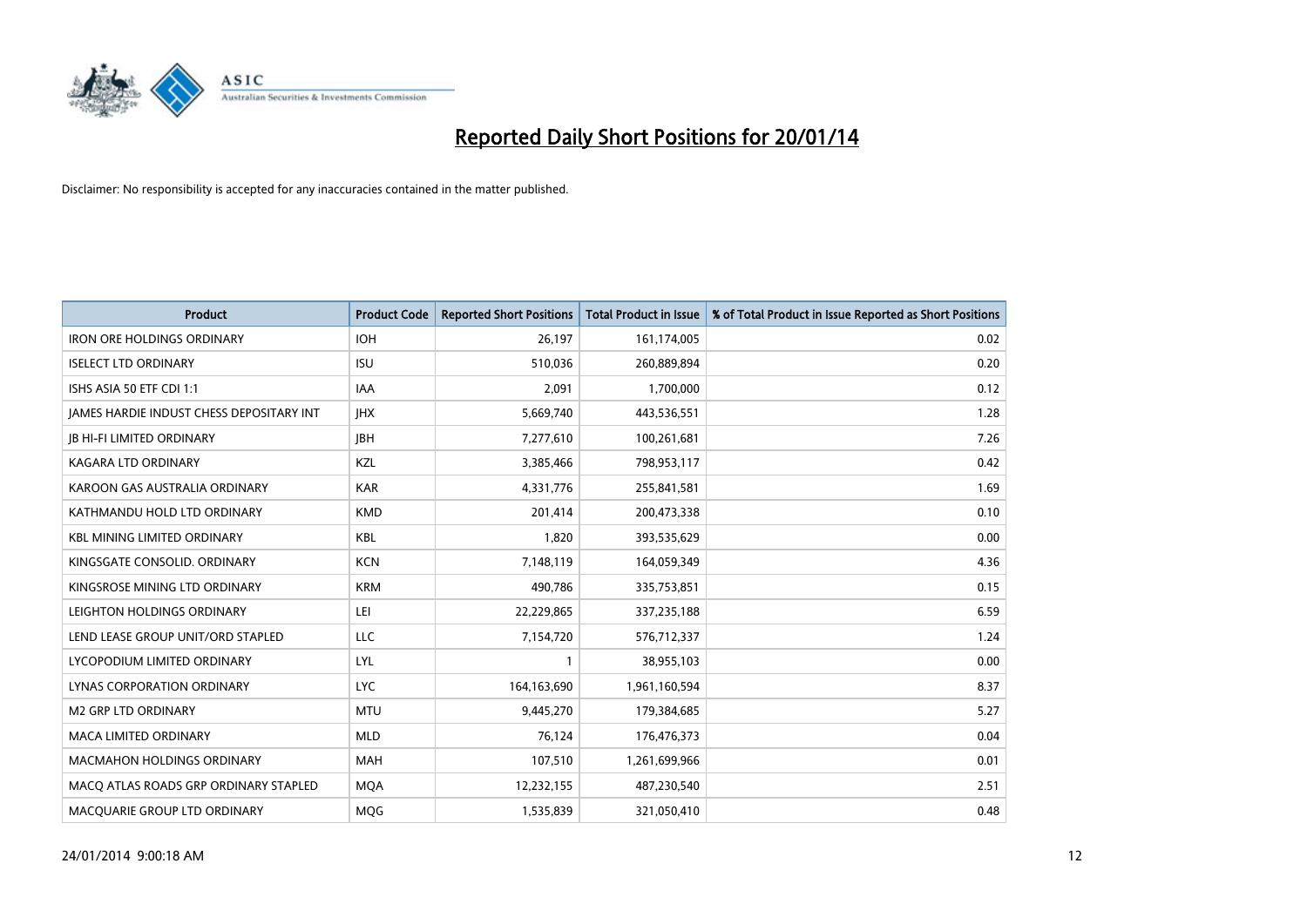# Reported Daily Short Positions for 20/01/14

Disclaimer: No responsibility is accepted for any inaccuracies contained in the matter published.

| Product | Product Code | Reported Short Positions | Total Product in Issue | % of Total Product in Issue Reported as Short Positions |
| --- | --- | --- | --- | --- |
| IRON ORE HOLDINGS ORDINARY | IOH | 26,197 | 161,174,005 | 0.02 |
| ISELECT LTD ORDINARY | ISU | 510,036 | 260,889,894 | 0.20 |
| ISHS ASIA 50 ETF CDI 1:1 | IAA | 2,091 | 1,700,000 | 0.12 |
| JAMES HARDIE INDUST CHESS DEPOSITARY INT | JHX | 5,669,740 | 443,536,551 | 1.28 |
| JB HI-FI LIMITED ORDINARY | JBH | 7,277,610 | 100,261,681 | 7.26 |
| KAGARA LTD ORDINARY | KZL | 3,385,466 | 798,953,117 | 0.42 |
| KAROON GAS AUSTRALIA ORDINARY | KAR | 4,331,776 | 255,841,581 | 1.69 |
| KATHMANDU HOLD LTD ORDINARY | KMD | 201,414 | 200,473,338 | 0.10 |
| KBL MINING LIMITED ORDINARY | KBL | 1,820 | 393,535,629 | 0.00 |
| KINGSGATE CONSOLID. ORDINARY | KCN | 7,148,119 | 164,059,349 | 4.36 |
| KINGSROSE MINING LTD ORDINARY | KRM | 490,786 | 335,753,851 | 0.15 |
| LEIGHTON HOLDINGS ORDINARY | LEI | 22,229,865 | 337,235,188 | 6.59 |
| LEND LEASE GROUP UNIT/ORD STAPLED | LLC | 7,154,720 | 576,712,337 | 1.24 |
| LYCOPODIUM LIMITED ORDINARY | LYL | 1 | 38,955,103 | 0.00 |
| LYNAS CORPORATION ORDINARY | LYC | 164,163,690 | 1,961,160,594 | 8.37 |
| M2 GRP LTD ORDINARY | MTU | 9,445,270 | 179,384,685 | 5.27 |
| MACA LIMITED ORDINARY | MLD | 76,124 | 176,476,373 | 0.04 |
| MACMAHON HOLDINGS ORDINARY | MAH | 107,510 | 1,261,699,966 | 0.01 |
| MACQ ATLAS ROADS GRP ORDINARY STAPLED | MQA | 12,232,155 | 487,230,540 | 2.51 |
| MACQUARIE GROUP LTD ORDINARY | MQG | 1,535,839 | 321,050,410 | 0.48 |

24/01/2014 9:00:18 AM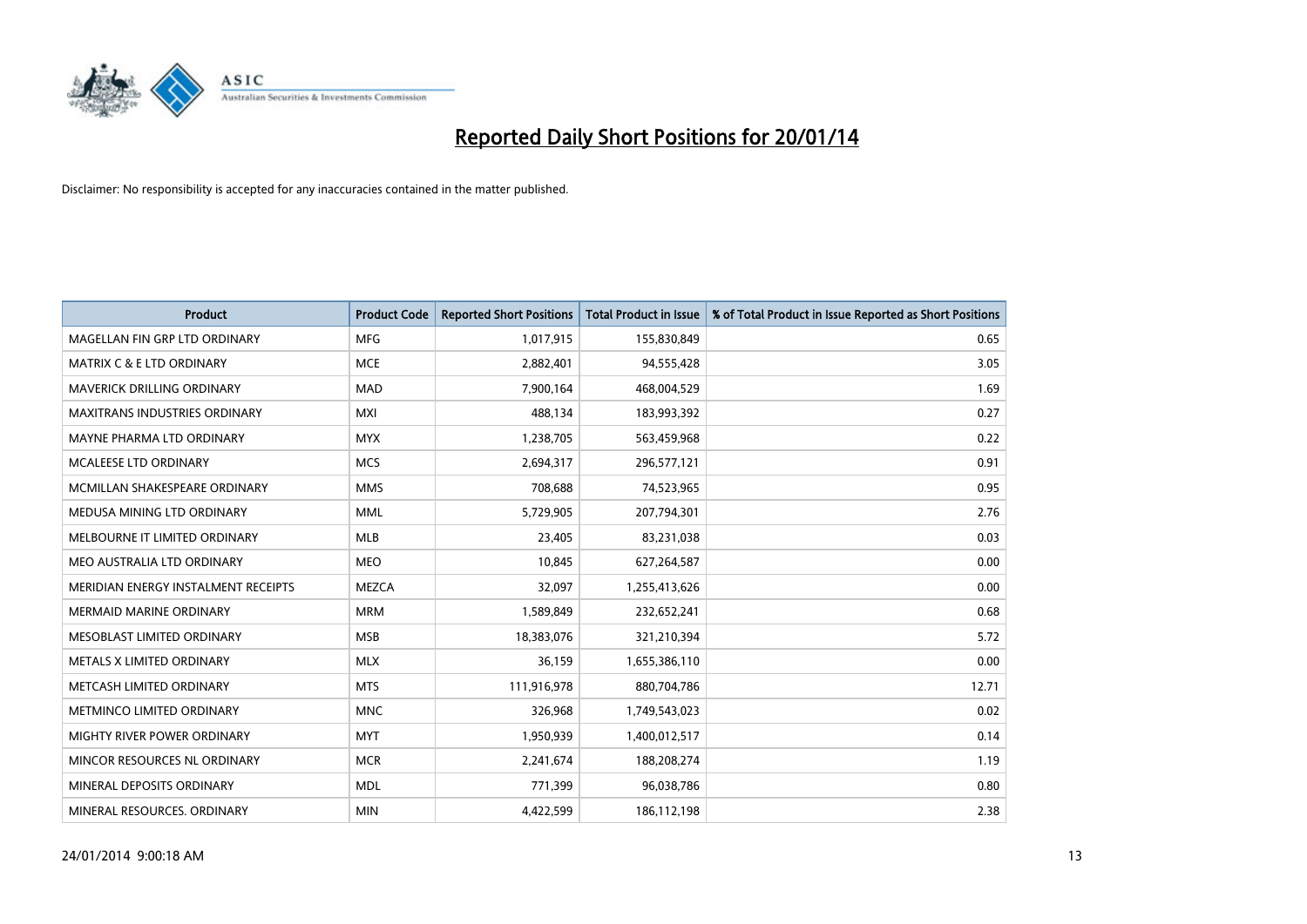# Reported Daily Short Positions for 20/01/14

Disclaimer: No responsibility is accepted for any inaccuracies contained in the matter published.

| Product | Product Code | Reported Short Positions | Total Product in Issue | % of Total Product in Issue Reported as Short Positions |
|---|---|---|---|---|
| MAGELLAN FIN GRP LTD ORDINARY | MFG | 1,017,915 | 155,830,849 | 0.65 |
| MATRIX C & E LTD ORDINARY | MCE | 2,882,401 | 94,555,428 | 3.05 |
| MAVERICK DRILLING ORDINARY | MAD | 7,900,164 | 468,004,529 | 1.69 |
| MAXITRANS INDUSTRIES ORDINARY | MXI | 488,134 | 183,993,392 | 0.27 |
| MAYNE PHARMA LTD ORDINARY | MYX | 1,238,705 | 563,459,968 | 0.22 |
| MCALEESE LTD ORDINARY | MCS | 2,694,317 | 296,577,121 | 0.91 |
| MCMILLAN SHAKESPEARE ORDINARY | MMS | 708,688 | 74,523,965 | 0.95 |
| MEDUSA MINING LTD ORDINARY | MML | 5,729,905 | 207,794,301 | 2.76 |
| MELBOURNE IT LIMITED ORDINARY | MLB | 23,405 | 83,231,038 | 0.03 |
| MEO AUSTRALIA LTD ORDINARY | MEO | 10,845 | 627,264,587 | 0.00 |
| MERIDIAN ENERGY INSTALMENT RECEIPTS | MEZCA | 32,097 | 1,255,413,626 | 0.00 |
| MERMAID MARINE ORDINARY | MRM | 1,589,849 | 232,652,241 | 0.68 |
| MESOBLAST LIMITED ORDINARY | MSB | 18,383,076 | 321,210,394 | 5.72 |
| METALS X LIMITED ORDINARY | MLX | 36,159 | 1,655,386,110 | 0.00 |
| METCASH LIMITED ORDINARY | MTS | 111,916,978 | 880,704,786 | 12.71 |
| METMINCO LIMITED ORDINARY | MNC | 326,968 | 1,749,543,023 | 0.02 |
| MIGHTY RIVER POWER ORDINARY | MYT | 1,950,939 | 1,400,012,517 | 0.14 |
| MINCOR RESOURCES NL ORDINARY | MCR | 2,241,674 | 188,208,274 | 1.19 |
| MINERAL DEPOSITS ORDINARY | MDL | 771,399 | 96,038,786 | 0.80 |
| MINERAL RESOURCES. ORDINARY | MIN | 4,422,599 | 186,112,198 | 2.38 |

24/01/2014 9:00:18 AM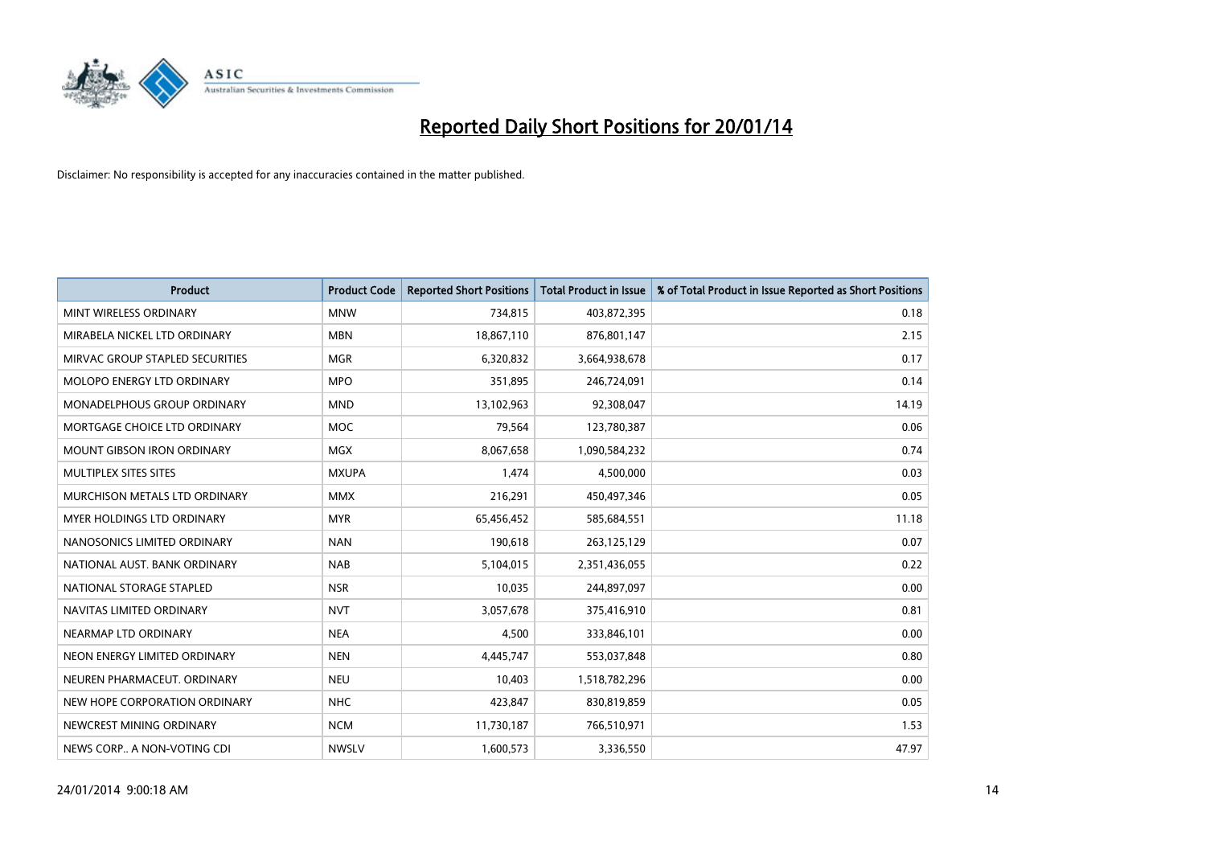# Reported Daily Short Positions for 20/01/14

Disclaimer: No responsibility is accepted for any inaccuracies contained in the matter published.

| Product | Product Code | Reported Short Positions | Total Product in Issue | % of Total Product in Issue Reported as Short Positions |
|---|---|---|---|---|
| MINT WIRELESS ORDINARY | MNW | 734,815 | 403,872,395 | 0.18 |
| MIRABELA NICKEL LTD ORDINARY | MBN | 18,867,110 | 876,801,147 | 2.15 |
| MIRVAC GROUP STAPLED SECURITIES | MGR | 6,320,832 | 3,664,938,678 | 0.17 |
| MOLOPO ENERGY LTD ORDINARY | MPO | 351,895 | 246,724,091 | 0.14 |
| MONADELPHOUS GROUP ORDINARY | MND | 13,102,963 | 92,308,047 | 14.19 |
| MORTGAGE CHOICE LTD ORDINARY | MOC | 79,564 | 123,780,387 | 0.06 |
| MOUNT GIBSON IRON ORDINARY | MGX | 8,067,658 | 1,090,584,232 | 0.74 |
| MULTIPLEX SITES SITES | MXUPA | 1,474 | 4,500,000 | 0.03 |
| MURCHISON METALS LTD ORDINARY | MMX | 216,291 | 450,497,346 | 0.05 |
| MYER HOLDINGS LTD ORDINARY | MYR | 65,456,452 | 585,684,551 | 11.18 |
| NANOSONICS LIMITED ORDINARY | NAN | 190,618 | 263,125,129 | 0.07 |
| NATIONAL AUST. BANK ORDINARY | NAB | 5,104,015 | 2,351,436,055 | 0.22 |
| NATIONAL STORAGE STAPLED | NSR | 10,035 | 244,897,097 | 0.00 |
| NAVITAS LIMITED ORDINARY | NVT | 3,057,678 | 375,416,910 | 0.81 |
| NEARMAP LTD ORDINARY | NEA | 4,500 | 333,846,101 | 0.00 |
| NEON ENERGY LIMITED ORDINARY | NEN | 4,445,747 | 553,037,848 | 0.80 |
| NEUREN PHARMACEUT. ORDINARY | NEU | 10,403 | 1,518,782,296 | 0.00 |
| NEW HOPE CORPORATION ORDINARY | NHC | 423,847 | 830,819,859 | 0.05 |
| NEWCREST MINING ORDINARY | NCM | 11,730,187 | 766,510,971 | 1.53 |
| NEWS CORP.. A NON-VOTING CDI | NWSLV | 1,600,573 | 3,336,550 | 47.97 |

24/01/2014 9:00:18 AM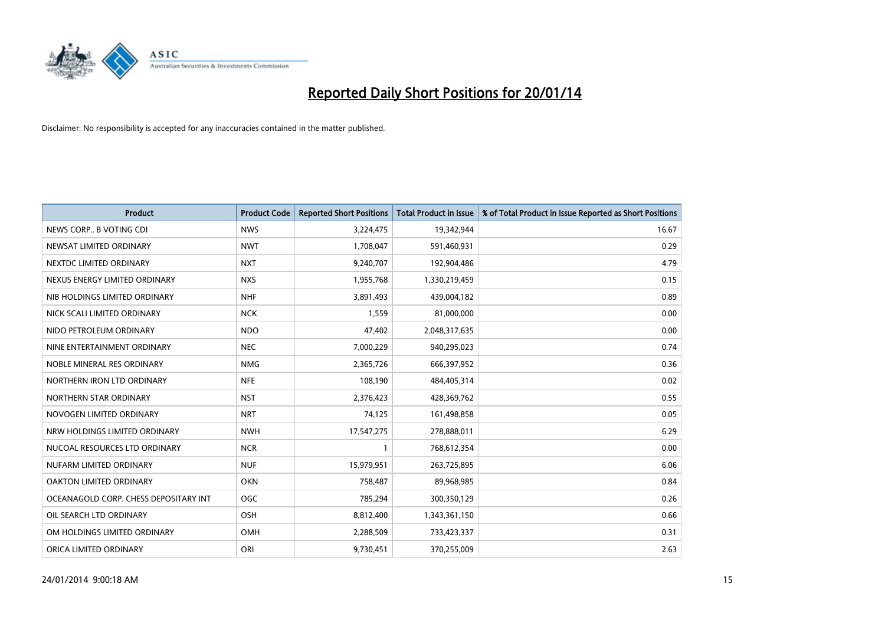# Reported Daily Short Positions for 20/01/14

Disclaimer: No responsibility is accepted for any inaccuracies contained in the matter published.

| Product | Product Code | Reported Short Positions | Total Product in Issue | % of Total Product in Issue Reported as Short Positions |
|---|---|---|---|---|
| NEWS CORP.. B VOTING CDI | NWS | 3,224,475 | 19,342,944 | 16.67 |
| NEWSAT LIMITED ORDINARY | NWT | 1,708,047 | 591,460,931 | 0.29 |
| NEXTDC LIMITED ORDINARY | NXT | 9,240,707 | 192,904,486 | 4.79 |
| NEXUS ENERGY LIMITED ORDINARY | NXS | 1,955,768 | 1,330,219,459 | 0.15 |
| NIB HOLDINGS LIMITED ORDINARY | NHF | 3,891,493 | 439,004,182 | 0.89 |
| NICK SCALI LIMITED ORDINARY | NCK | 1,559 | 81,000,000 | 0.00 |
| NIDO PETROLEUM ORDINARY | NDO | 47,402 | 2,048,317,635 | 0.00 |
| NINE ENTERTAINMENT ORDINARY | NEC | 7,000,229 | 940,295,023 | 0.74 |
| NOBLE MINERAL RES ORDINARY | NMG | 2,365,726 | 666,397,952 | 0.36 |
| NORTHERN IRON LTD ORDINARY | NFE | 108,190 | 484,405,314 | 0.02 |
| NORTHERN STAR ORDINARY | NST | 2,376,423 | 428,369,762 | 0.55 |
| NOVOGEN LIMITED ORDINARY | NRT | 74,125 | 161,498,858 | 0.05 |
| NRW HOLDINGS LIMITED ORDINARY | NWH | 17,547,275 | 278,888,011 | 6.29 |
| NUCOAL RESOURCES LTD ORDINARY | NCR | 1 | 768,612,354 | 0.00 |
| NUFARM LIMITED ORDINARY | NUF | 15,979,951 | 263,725,895 | 6.06 |
| OAKTON LIMITED ORDINARY | OKN | 758,487 | 89,968,985 | 0.84 |
| OCEANAGOLD CORP. CHESS DEPOSITARY INT | OGC | 785,294 | 300,350,129 | 0.26 |
| OIL SEARCH LTD ORDINARY | OSH | 8,812,400 | 1,343,361,150 | 0.66 |
| OM HOLDINGS LIMITED ORDINARY | OMH | 2,288,509 | 733,423,337 | 0.31 |
| ORICA LIMITED ORDINARY | ORI | 9,730,451 | 370,255,009 | 2.63 |

24/01/2014 9:00:18 AM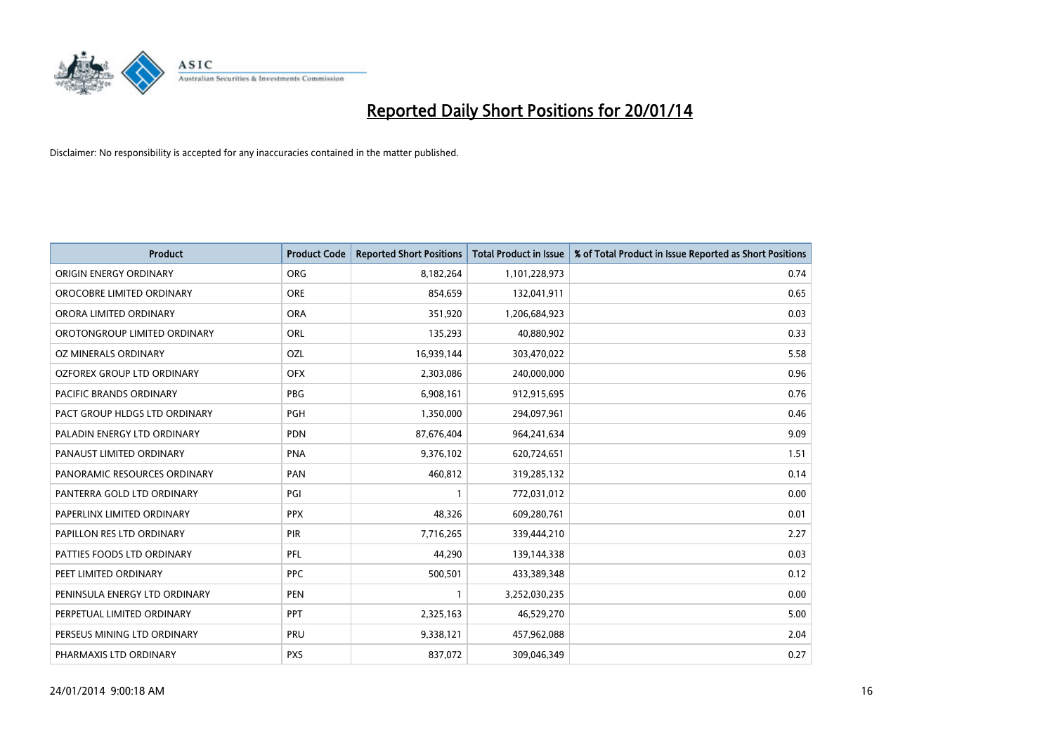# Reported Daily Short Positions for 20/01/14

Disclaimer: No responsibility is accepted for any inaccuracies contained in the matter published.

| Product | Product Code | Reported Short Positions | Total Product in Issue | % of Total Product in Issue Reported as Short Positions |
|---|---|---|---|---|
| ORIGIN ENERGY ORDINARY | ORG | 8,182,264 | 1,101,228,973 | 0.74 |
| OROCOBRE LIMITED ORDINARY | ORE | 854,659 | 132,041,911 | 0.65 |
| ORORA LIMITED ORDINARY | ORA | 351,920 | 1,206,684,923 | 0.03 |
| OROTONGROUP LIMITED ORDINARY | ORL | 135,293 | 40,880,902 | 0.33 |
| OZ MINERALS ORDINARY | OZL | 16,939,144 | 303,470,022 | 5.58 |
| OZFOREX GROUP LTD ORDINARY | OFX | 2,303,086 | 240,000,000 | 0.96 |
| PACIFIC BRANDS ORDINARY | PBG | 6,908,161 | 912,915,695 | 0.76 |
| PACT GROUP HLDGS LTD ORDINARY | PGH | 1,350,000 | 294,097,961 | 0.46 |
| PALADIN ENERGY LTD ORDINARY | PDN | 87,676,404 | 964,241,634 | 9.09 |
| PANAUST LIMITED ORDINARY | PNA | 9,376,102 | 620,724,651 | 1.51 |
| PANORAMIC RESOURCES ORDINARY | PAN | 460,812 | 319,285,132 | 0.14 |
| PANTERRA GOLD LTD ORDINARY | PGI | 1 | 772,031,012 | 0.00 |
| PAPERLINX LIMITED ORDINARY | PPX | 48,326 | 609,280,761 | 0.01 |
| PAPILLON RES LTD ORDINARY | PIR | 7,716,265 | 339,444,210 | 2.27 |
| PATTIES FOODS LTD ORDINARY | PFL | 44,290 | 139,144,338 | 0.03 |
| PEET LIMITED ORDINARY | PPC | 500,501 | 433,389,348 | 0.12 |
| PENINSULA ENERGY LTD ORDINARY | PEN | 1 | 3,252,030,235 | 0.00 |
| PERPETUAL LIMITED ORDINARY | PPT | 2,325,163 | 46,529,270 | 5.00 |
| PERSEUS MINING LTD ORDINARY | PRU | 9,338,121 | 457,962,088 | 2.04 |
| PHARMAXIS LTD ORDINARY | PXS | 837,072 | 309,046,349 | 0.27 |

24/01/2014 9:00:18 AM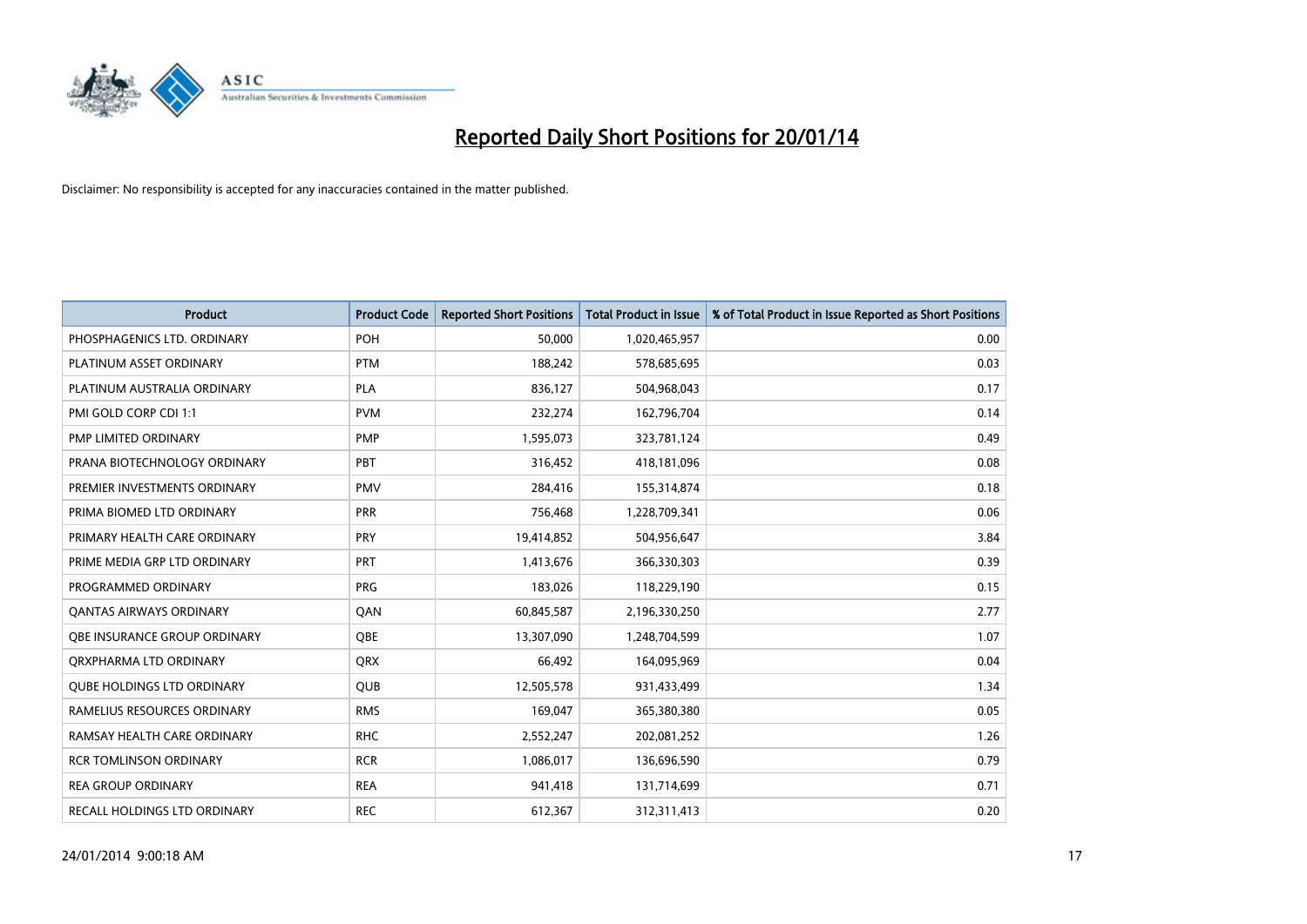# Reported Daily Short Positions for 20/01/14

Disclaimer: No responsibility is accepted for any inaccuracies contained in the matter published.

| Product | Product Code | Reported Short Positions | Total Product in Issue | % of Total Product in Issue Reported as Short Positions |
|---|---|---|---|---|
| PHOSPHAGENICS LTD. ORDINARY | POH | 50,000 | 1,020,465,957 | 0.00 |
| PLATINUM ASSET ORDINARY | PTM | 188,242 | 578,685,695 | 0.03 |
| PLATINUM AUSTRALIA ORDINARY | PLA | 836,127 | 504,968,043 | 0.17 |
| PMI GOLD CORP CDI 1:1 | PVM | 232,274 | 162,796,704 | 0.14 |
| PMP LIMITED ORDINARY | PMP | 1,595,073 | 323,781,124 | 0.49 |
| PRANA BIOTECHNOLOGY ORDINARY | PBT | 316,452 | 418,181,096 | 0.08 |
| PREMIER INVESTMENTS ORDINARY | PMV | 284,416 | 155,314,874 | 0.18 |
| PRIMA BIOMED LTD ORDINARY | PRR | 756,468 | 1,228,709,341 | 0.06 |
| PRIMARY HEALTH CARE ORDINARY | PRY | 19,414,852 | 504,956,647 | 3.84 |
| PRIME MEDIA GRP LTD ORDINARY | PRT | 1,413,676 | 366,330,303 | 0.39 |
| PROGRAMMED ORDINARY | PRG | 183,026 | 118,229,190 | 0.15 |
| QANTAS AIRWAYS ORDINARY | QAN | 60,845,587 | 2,196,330,250 | 2.77 |
| QBE INSURANCE GROUP ORDINARY | QBE | 13,307,090 | 1,248,704,599 | 1.07 |
| QRXPHARMA LTD ORDINARY | QRX | 66,492 | 164,095,969 | 0.04 |
| QUBE HOLDINGS LTD ORDINARY | QUB | 12,505,578 | 931,433,499 | 1.34 |
| RAMELIUS RESOURCES ORDINARY | RMS | 169,047 | 365,380,380 | 0.05 |
| RAMSAY HEALTH CARE ORDINARY | RHC | 2,552,247 | 202,081,252 | 1.26 |
| RCR TOMLINSON ORDINARY | RCR | 1,086,017 | 136,696,590 | 0.79 |
| REA GROUP ORDINARY | REA | 941,418 | 131,714,699 | 0.71 |
| RECALL HOLDINGS LTD ORDINARY | REC | 612,367 | 312,311,413 | 0.20 |

24/01/2014 9:00:18 AM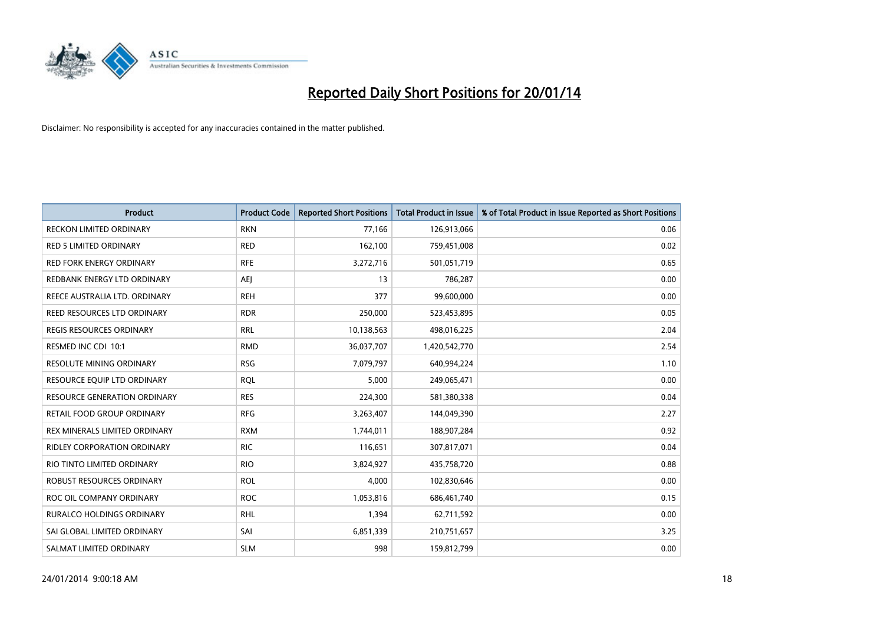# Reported Daily Short Positions for 20/01/14

Disclaimer: No responsibility is accepted for any inaccuracies contained in the matter published.

| Product | Product Code | Reported Short Positions | Total Product in Issue | % of Total Product in Issue Reported as Short Positions |
|---|---|---|---|---|
| RECKON LIMITED ORDINARY | RKN | 77,166 | 126,913,066 | 0.06 |
| RED 5 LIMITED ORDINARY | RED | 162,100 | 759,451,008 | 0.02 |
| RED FORK ENERGY ORDINARY | RFE | 3,272,716 | 501,051,719 | 0.65 |
| REDBANK ENERGY LTD ORDINARY | AEJ | 13 | 786,287 | 0.00 |
| REECE AUSTRALIA LTD. ORDINARY | REH | 377 | 99,600,000 | 0.00 |
| REED RESOURCES LTD ORDINARY | RDR | 250,000 | 523,453,895 | 0.05 |
| REGIS RESOURCES ORDINARY | RRL | 10,138,563 | 498,016,225 | 2.04 |
| RESMED INC CDI 10:1 | RMD | 36,037,707 | 1,420,542,770 | 2.54 |
| RESOLUTE MINING ORDINARY | RSG | 7,079,797 | 640,994,224 | 1.10 |
| RESOURCE EQUIP LTD ORDINARY | RQL | 5,000 | 249,065,471 | 0.00 |
| RESOURCE GENERATION ORDINARY | RES | 224,300 | 581,380,338 | 0.04 |
| RETAIL FOOD GROUP ORDINARY | RFG | 3,263,407 | 144,049,390 | 2.27 |
| REX MINERALS LIMITED ORDINARY | RXM | 1,744,011 | 188,907,284 | 0.92 |
| RIDLEY CORPORATION ORDINARY | RIC | 116,651 | 307,817,071 | 0.04 |
| RIO TINTO LIMITED ORDINARY | RIO | 3,824,927 | 435,758,720 | 0.88 |
| ROBUST RESOURCES ORDINARY | ROL | 4,000 | 102,830,646 | 0.00 |
| ROC OIL COMPANY ORDINARY | ROC | 1,053,816 | 686,461,740 | 0.15 |
| RURALCO HOLDINGS ORDINARY | RHL | 1,394 | 62,711,592 | 0.00 |
| SAI GLOBAL LIMITED ORDINARY | SAI | 6,851,339 | 210,751,657 | 3.25 |
| SALMAT LIMITED ORDINARY | SLM | 998 | 159,812,799 | 0.00 |

24/01/2014 9:00:18 AM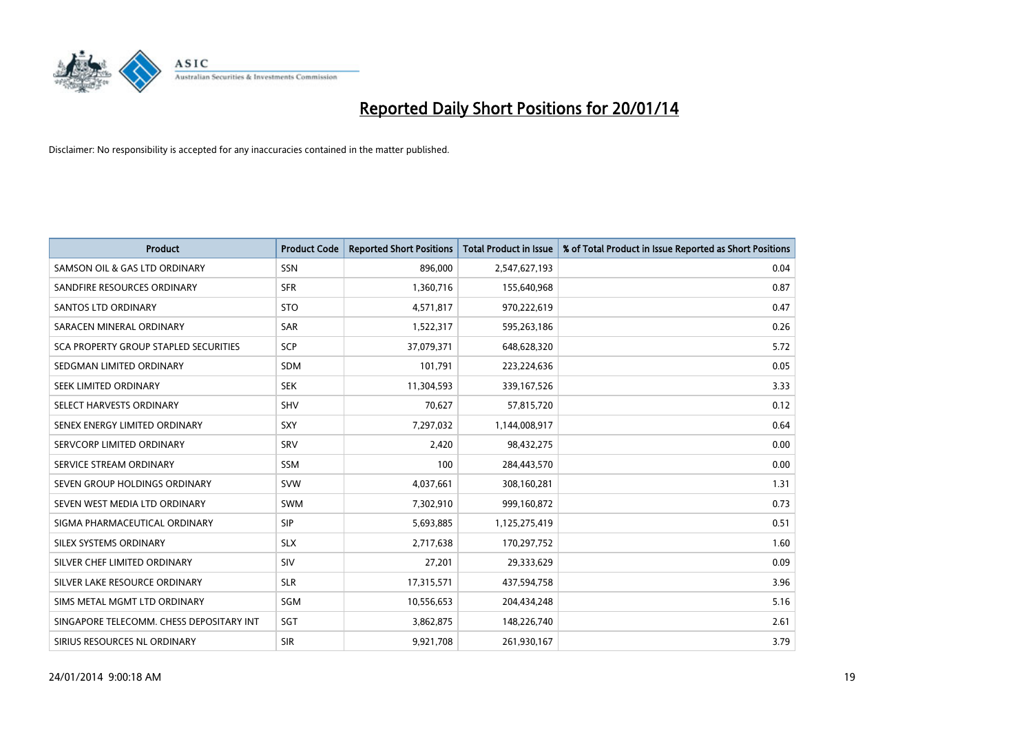# Reported Daily Short Positions for 20/01/14

Disclaimer: No responsibility is accepted for any inaccuracies contained in the matter published.

| Product | Product Code | Reported Short Positions | Total Product in Issue | % of Total Product in Issue Reported as Short Positions |
|---|---|---|---|---|
| SAMSON OIL & GAS LTD ORDINARY | SSN | 896,000 | 2,547,627,193 | 0.04 |
| SANDFIRE RESOURCES ORDINARY | SFR | 1,360,716 | 155,640,968 | 0.87 |
| SANTOS LTD ORDINARY | STO | 4,571,817 | 970,222,619 | 0.47 |
| SARACEN MINERAL ORDINARY | SAR | 1,522,317 | 595,263,186 | 0.26 |
| SCA PROPERTY GROUP STAPLED SECURITIES | SCP | 37,079,371 | 648,628,320 | 5.72 |
| SEDGMAN LIMITED ORDINARY | SDM | 101,791 | 223,224,636 | 0.05 |
| SEEK LIMITED ORDINARY | SEK | 11,304,593 | 339,167,526 | 3.33 |
| SELECT HARVESTS ORDINARY | SHV | 70,627 | 57,815,720 | 0.12 |
| SENEX ENERGY LIMITED ORDINARY | SXY | 7,297,032 | 1,144,008,917 | 0.64 |
| SERVCORP LIMITED ORDINARY | SRV | 2,420 | 98,432,275 | 0.00 |
| SERVICE STREAM ORDINARY | SSM | 100 | 284,443,570 | 0.00 |
| SEVEN GROUP HOLDINGS ORDINARY | SVW | 4,037,661 | 308,160,281 | 1.31 |
| SEVEN WEST MEDIA LTD ORDINARY | SWM | 7,302,910 | 999,160,872 | 0.73 |
| SIGMA PHARMACEUTICAL ORDINARY | SIP | 5,693,885 | 1,125,275,419 | 0.51 |
| SILEX SYSTEMS ORDINARY | SLX | 2,717,638 | 170,297,752 | 1.60 |
| SILVER CHEF LIMITED ORDINARY | SIV | 27,201 | 29,333,629 | 0.09 |
| SILVER LAKE RESOURCE ORDINARY | SLR | 17,315,571 | 437,594,758 | 3.96 |
| SIMS METAL MGMT LTD ORDINARY | SGM | 10,556,653 | 204,434,248 | 5.16 |
| SINGAPORE TELECOMM. CHESS DEPOSITARY INT | SGT | 3,862,875 | 148,226,740 | 2.61 |
| SIRIUS RESOURCES NL ORDINARY | SIR | 9,921,708 | 261,930,167 | 3.79 |

24/01/2014 9:00:18 AM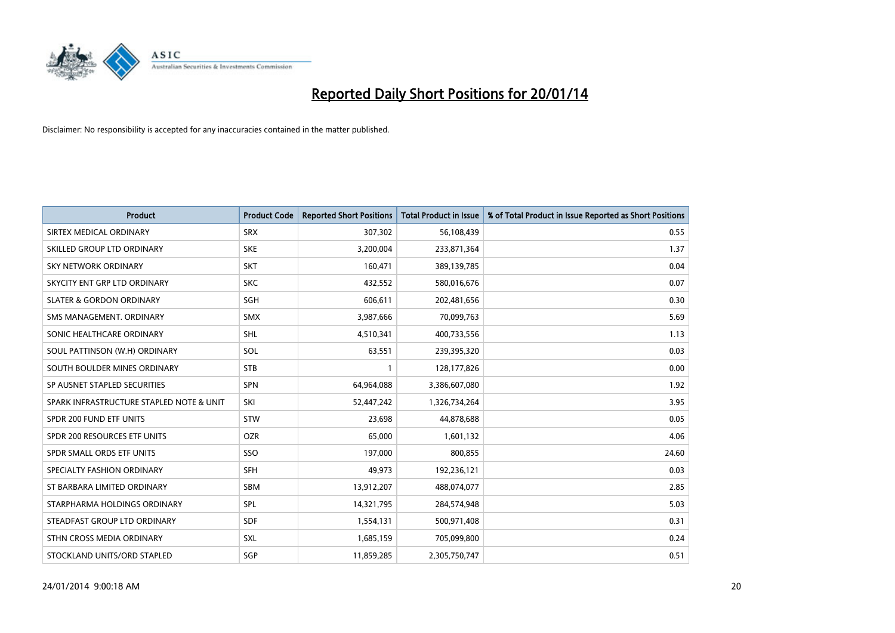# Reported Daily Short Positions for 20/01/14

Disclaimer: No responsibility is accepted for any inaccuracies contained in the matter published.

| Product | Product Code | Reported Short Positions | Total Product in Issue | % of Total Product in Issue Reported as Short Positions |
|---|---|---|---|---|
| SIRTEX MEDICAL ORDINARY | SRX | 307,302 | 56,108,439 | 0.55 |
| SKILLED GROUP LTD ORDINARY | SKE | 3,200,004 | 233,871,364 | 1.37 |
| SKY NETWORK ORDINARY | SKT | 160,471 | 389,139,785 | 0.04 |
| SKYCITY ENT GRP LTD ORDINARY | SKC | 432,552 | 580,016,676 | 0.07 |
| SLATER & GORDON ORDINARY | SGH | 606,611 | 202,481,656 | 0.30 |
| SMS MANAGEMENT. ORDINARY | SMX | 3,987,666 | 70,099,763 | 5.69 |
| SONIC HEALTHCARE ORDINARY | SHL | 4,510,341 | 400,733,556 | 1.13 |
| SOUL PATTINSON (W.H) ORDINARY | SOL | 63,551 | 239,395,320 | 0.03 |
| SOUTH BOULDER MINES ORDINARY | STB | 1 | 128,177,826 | 0.00 |
| SP AUSNET STAPLED SECURITIES | SPN | 64,964,088 | 3,386,607,080 | 1.92 |
| SPARK INFRASTRUCTURE STAPLED NOTE & UNIT | SKI | 52,447,242 | 1,326,734,264 | 3.95 |
| SPDR 200 FUND ETF UNITS | STW | 23,698 | 44,878,688 | 0.05 |
| SPDR 200 RESOURCES ETF UNITS | OZR | 65,000 | 1,601,132 | 4.06 |
| SPDR SMALL ORDS ETF UNITS | SSO | 197,000 | 800,855 | 24.60 |
| SPECIALTY FASHION ORDINARY | SFH | 49,973 | 192,236,121 | 0.03 |
| ST BARBARA LIMITED ORDINARY | SBM | 13,912,207 | 488,074,077 | 2.85 |
| STARPHARMA HOLDINGS ORDINARY | SPL | 14,321,795 | 284,574,948 | 5.03 |
| STEADFAST GROUP LTD ORDINARY | SDF | 1,554,131 | 500,971,408 | 0.31 |
| STHN CROSS MEDIA ORDINARY | SXL | 1,685,159 | 705,099,800 | 0.24 |
| STOCKLAND UNITS/ORD STAPLED | SGP | 11,859,285 | 2,305,750,747 | 0.51 |

24/01/2014 9:00:18 AM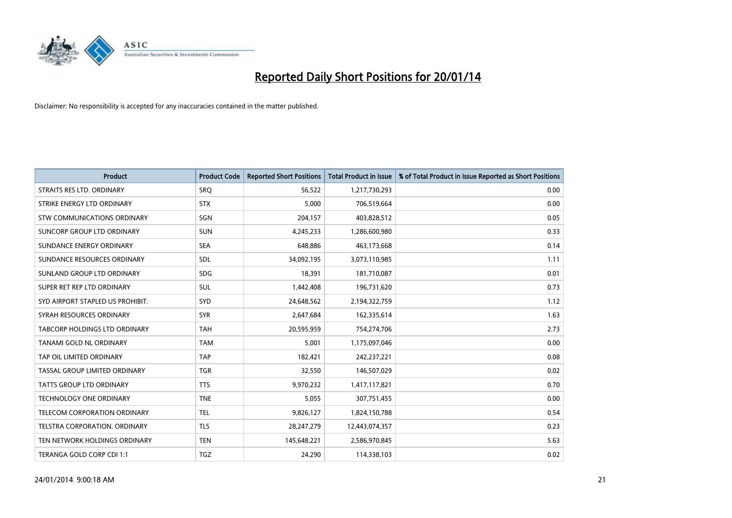# Reported Daily Short Positions for 20/01/14

Disclaimer: No responsibility is accepted for any inaccuracies contained in the matter published.

| Product | Product Code | Reported Short Positions | Total Product in Issue | % of Total Product in Issue Reported as Short Positions |
|---|---|---|---|---|
| STRAITS RES LTD. ORDINARY | SRQ | 56,522 | 1,217,730,293 | 0.00 |
| STRIKE ENERGY LTD ORDINARY | STX | 5,000 | 706,519,664 | 0.00 |
| STW COMMUNICATIONS ORDINARY | SGN | 204,157 | 403,828,512 | 0.05 |
| SUNCORP GROUP LTD ORDINARY | SUN | 4,245,233 | 1,286,600,980 | 0.33 |
| SUNDANCE ENERGY ORDINARY | SEA | 648,886 | 463,173,668 | 0.14 |
| SUNDANCE RESOURCES ORDINARY | SDL | 34,092,195 | 3,073,110,985 | 1.11 |
| SUNLAND GROUP LTD ORDINARY | SDG | 18,391 | 181,710,087 | 0.01 |
| SUPER RET REP LTD ORDINARY | SUL | 1,442,408 | 196,731,620 | 0.73 |
| SYD AIRPORT STAPLED US PROHIBIT. | SYD | 24,648,562 | 2,194,322,759 | 1.12 |
| SYRAH RESOURCES ORDINARY | SYR | 2,647,684 | 162,335,614 | 1.63 |
| TABCORP HOLDINGS LTD ORDINARY | TAH | 20,595,959 | 754,274,706 | 2.73 |
| TANAMI GOLD NL ORDINARY | TAM | 5,001 | 1,175,097,046 | 0.00 |
| TAP OIL LIMITED ORDINARY | TAP | 182,421 | 242,237,221 | 0.08 |
| TASSAL GROUP LIMITED ORDINARY | TGR | 32,550 | 146,507,029 | 0.02 |
| TATTS GROUP LTD ORDINARY | TTS | 9,970,232 | 1,417,117,821 | 0.70 |
| TECHNOLOGY ONE ORDINARY | TNE | 5,055 | 307,751,455 | 0.00 |
| TELECOM CORPORATION ORDINARY | TEL | 9,826,127 | 1,824,150,788 | 0.54 |
| TELSTRA CORPORATION. ORDINARY | TLS | 28,247,279 | 12,443,074,357 | 0.23 |
| TEN NETWORK HOLDINGS ORDINARY | TEN | 145,648,221 | 2,586,970,845 | 5.63 |
| TERANGA GOLD CORP CDI 1:1 | TGZ | 24,290 | 114,338,103 | 0.02 |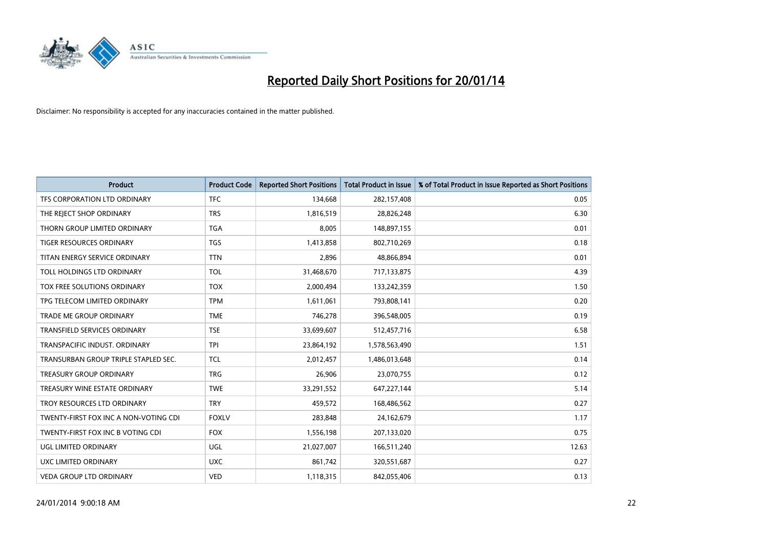# Reported Daily Short Positions for 20/01/14

Disclaimer: No responsibility is accepted for any inaccuracies contained in the matter published.

| Product | Product Code | Reported Short Positions | Total Product in Issue | % of Total Product in Issue Reported as Short Positions |
| --- | --- | --- | --- | --- |
| TFS CORPORATION LTD ORDINARY | TFC | 134,668 | 282,157,408 | 0.05 |
| THE REJECT SHOP ORDINARY | TRS | 1,816,519 | 28,826,248 | 6.30 |
| THORN GROUP LIMITED ORDINARY | TGA | 8,005 | 148,897,155 | 0.01 |
| TIGER RESOURCES ORDINARY | TGS | 1,413,858 | 802,710,269 | 0.18 |
| TITAN ENERGY SERVICE ORDINARY | TTN | 2,896 | 48,866,894 | 0.01 |
| TOLL HOLDINGS LTD ORDINARY | TOL | 31,468,670 | 717,133,875 | 4.39 |
| TOX FREE SOLUTIONS ORDINARY | TOX | 2,000,494 | 133,242,359 | 1.50 |
| TPG TELECOM LIMITED ORDINARY | TPM | 1,611,061 | 793,808,141 | 0.20 |
| TRADE ME GROUP ORDINARY | TME | 746,278 | 396,548,005 | 0.19 |
| TRANSFIELD SERVICES ORDINARY | TSE | 33,699,607 | 512,457,716 | 6.58 |
| TRANSPACIFIC INDUST. ORDINARY | TPI | 23,864,192 | 1,578,563,490 | 1.51 |
| TRANSURBAN GROUP TRIPLE STAPLED SEC. | TCL | 2,012,457 | 1,486,013,648 | 0.14 |
| TREASURY GROUP ORDINARY | TRG | 26,906 | 23,070,755 | 0.12 |
| TREASURY WINE ESTATE ORDINARY | TWE | 33,291,552 | 647,227,144 | 5.14 |
| TROY RESOURCES LTD ORDINARY | TRY | 459,572 | 168,486,562 | 0.27 |
| TWENTY-FIRST FOX INC A NON-VOTING CDI | FOXLV | 283,848 | 24,162,679 | 1.17 |
| TWENTY-FIRST FOX INC B VOTING CDI | FOX | 1,556,198 | 207,133,020 | 0.75 |
| UGL LIMITED ORDINARY | UGL | 21,027,007 | 166,511,240 | 12.63 |
| UXC LIMITED ORDINARY | UXC | 861,742 | 320,551,687 | 0.27 |
| VEDA GROUP LTD ORDINARY | VED | 1,118,315 | 842,055,406 | 0.13 |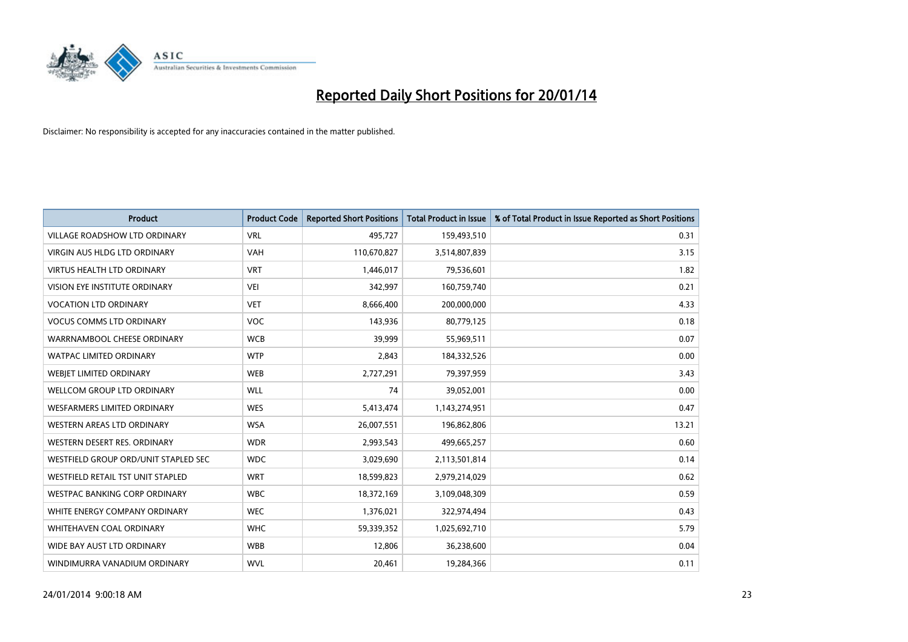# Reported Daily Short Positions for 20/01/14

Disclaimer: No responsibility is accepted for any inaccuracies contained in the matter published.

| Product | Product Code | Reported Short Positions | Total Product in Issue | % of Total Product in Issue Reported as Short Positions |
| --- | --- | --- | --- | --- |
| VILLAGE ROADSHOW LTD ORDINARY | VRL | 495,727 | 159,493,510 | 0.31 |
| VIRGIN AUS HLDG LTD ORDINARY | VAH | 110,670,827 | 3,514,807,839 | 3.15 |
| VIRTUS HEALTH LTD ORDINARY | VRT | 1,446,017 | 79,536,601 | 1.82 |
| VISION EYE INSTITUTE ORDINARY | VEI | 342,997 | 160,759,740 | 0.21 |
| VOCATION LTD ORDINARY | VET | 8,666,400 | 200,000,000 | 4.33 |
| VOCUS COMMS LTD ORDINARY | VOC | 143,936 | 80,779,125 | 0.18 |
| WARRNAMBOOL CHEESE ORDINARY | WCB | 39,999 | 55,969,511 | 0.07 |
| WATPAC LIMITED ORDINARY | WTP | 2,843 | 184,332,526 | 0.00 |
| WEBJET LIMITED ORDINARY | WEB | 2,727,291 | 79,397,959 | 3.43 |
| WELLCOM GROUP LTD ORDINARY | WLL | 74 | 39,052,001 | 0.00 |
| WESFARMERS LIMITED ORDINARY | WES | 5,413,474 | 1,143,274,951 | 0.47 |
| WESTERN AREAS LTD ORDINARY | WSA | 26,007,551 | 196,862,806 | 13.21 |
| WESTERN DESERT RES. ORDINARY | WDR | 2,993,543 | 499,665,257 | 0.60 |
| WESTFIELD GROUP ORD/UNIT STAPLED SEC | WDC | 3,029,690 | 2,113,501,814 | 0.14 |
| WESTFIELD RETAIL TST UNIT STAPLED | WRT | 18,599,823 | 2,979,214,029 | 0.62 |
| WESTPAC BANKING CORP ORDINARY | WBC | 18,372,169 | 3,109,048,309 | 0.59 |
| WHITE ENERGY COMPANY ORDINARY | WEC | 1,376,021 | 322,974,494 | 0.43 |
| WHITEHAVEN COAL ORDINARY | WHC | 59,339,352 | 1,025,692,710 | 5.79 |
| WIDE BAY AUST LTD ORDINARY | WBB | 12,806 | 36,238,600 | 0.04 |
| WINDIMURRA VANADIUM ORDINARY | WVL | 20,461 | 19,284,366 | 0.11 |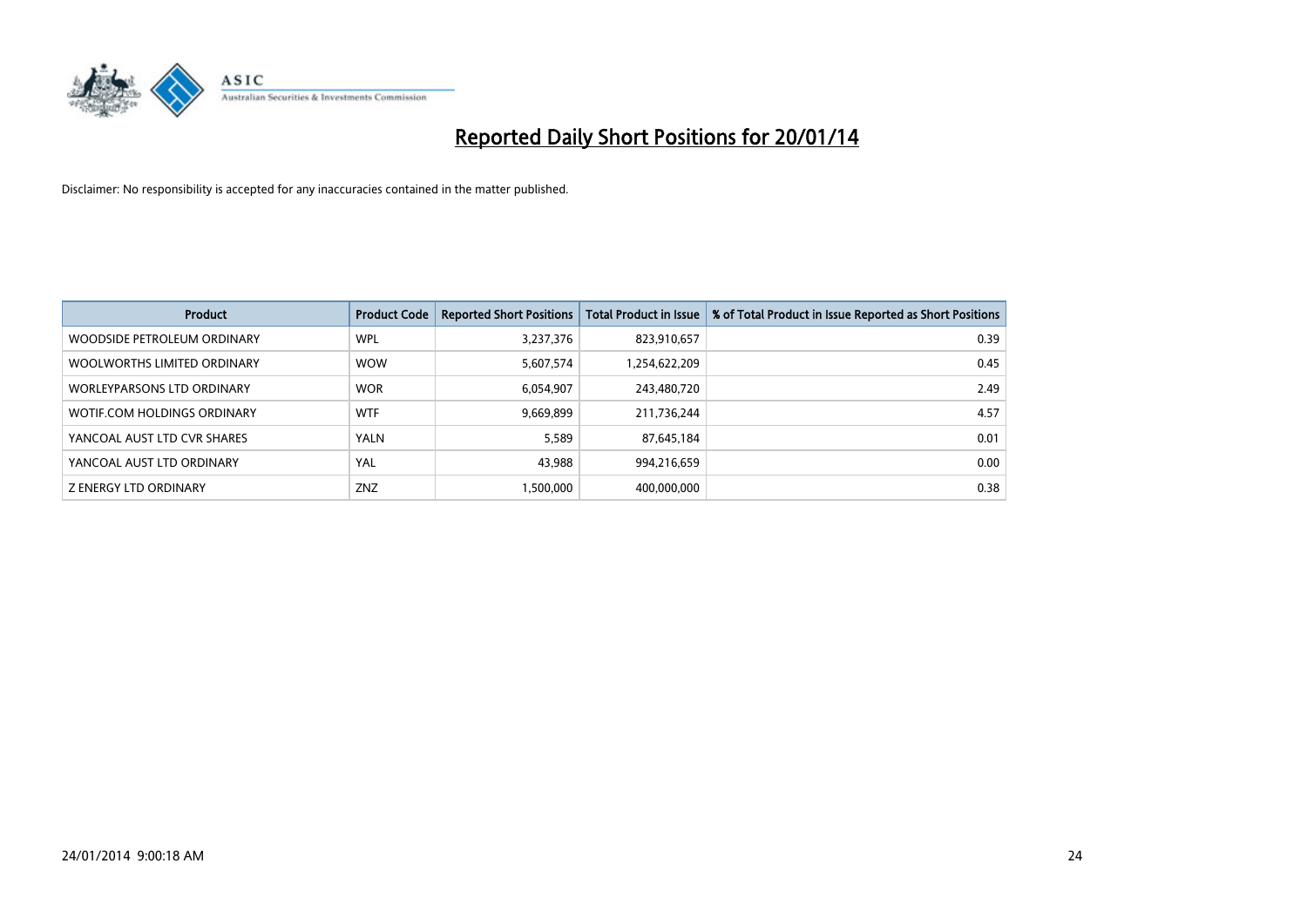# Reported Daily Short Positions for 20/01/14

Disclaimer: No responsibility is accepted for any inaccuracies contained in the matter published.

| Product | Product Code | Reported Short Positions | Total Product in Issue | % of Total Product in Issue Reported as Short Positions |
|---|---|---|---|---|
| WOODSIDE PETROLEUM ORDINARY | WPL | 3,237,376 | 823,910,657 | 0.39 |
| WOOLWORTHS LIMITED ORDINARY | WOW | 5,607,574 | 1,254,622,209 | 0.45 |
| WORLEYPARSONS LTD ORDINARY | WOR | 6,054,907 | 243,480,720 | 2.49 |
| WOTIF.COM HOLDINGS ORDINARY | WTF | 9,669,899 | 211,736,244 | 4.57 |
| YANCOAL AUST LTD CVR SHARES | YALN | 5,589 | 87,645,184 | 0.01 |
| YANCOAL AUST LTD ORDINARY | YAL | 43,988 | 994,216,659 | 0.00 |
| Z ENERGY LTD ORDINARY | ZNZ | 1,500,000 | 400,000,000 | 0.38 |

24/01/2014 9:00:18 AM